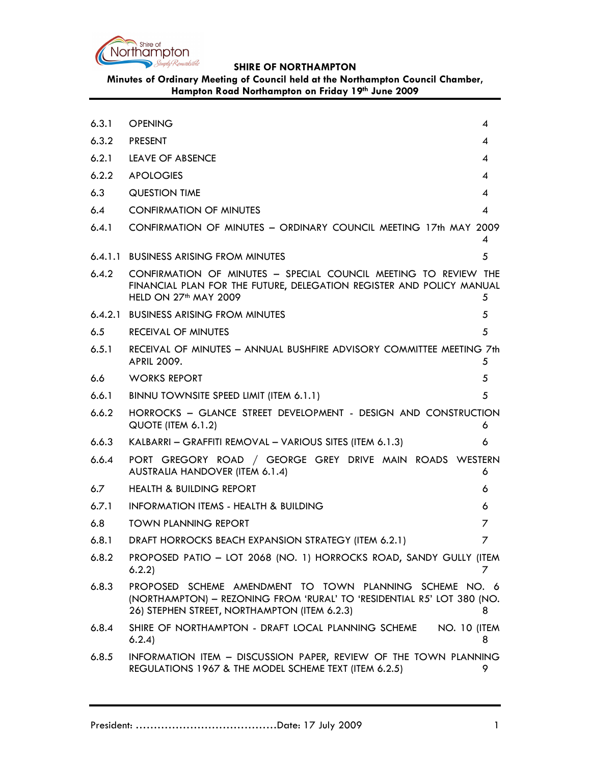**SHIRE OF NORTHAMPTON**

**Minutes of Ordinary Meeting of Council held at the Northampton Council Chamber, Hampton Road Northampton on Friday 19th June 2009**

| | | |
|---|---|---|
| 6.3.1 | OPENING | 4 |
| 6.3.2 | PRESENT | 4 |
| 6.2.1 | LEAVE OF ABSENCE | 4 |
| 6.2.2 | APOLOGIES | 4 |
| 6.3 | QUESTION TIME | 4 |
| 6.4 | CONFIRMATION OF MINUTES | 4 |
| 6.4.1 | CONFIRMATION OF MINUTES – ORDINARY COUNCIL MEETING 17th MAY 2009 | 4 |
| 6.4.1.1 | BUSINESS ARISING FROM MINUTES | 5 |
| 6.4.2 | CONFIRMATION OF MINUTES – SPECIAL COUNCIL MEETING TO REVIEW THE FINANCIAL PLAN FOR THE FUTURE, DELEGATION REGISTER AND POLICY MANUAL HELD ON 27th MAY 2009 | 5 |
| 6.4.2.1 | BUSINESS ARISING FROM MINUTES | 5 |
| 6.5 | RECEIVAL OF MINUTES | 5 |
| 6.5.1 | RECEIVAL OF MINUTES – ANNUAL BUSHFIRE ADVISORY COMMITTEE MEETING 7th APRIL 2009. | 5 |
| 6.6 | WORKS REPORT | 5 |
| 6.6.1 | BINNU TOWNSITE SPEED LIMIT (ITEM 6.1.1) | 5 |
| 6.6.2 | HORROCKS – GLANCE STREET DEVELOPMENT - DESIGN AND CONSTRUCTION QUOTE (ITEM 6.1.2) | 6 |
| 6.6.3 | KALBARRI – GRAFFITI REMOVAL – VARIOUS SITES (ITEM 6.1.3) | 6 |
| 6.6.4 | PORT GREGORY ROAD / GEORGE GREY DRIVE MAIN ROADS WESTERN AUSTRALIA HANDOVER (ITEM 6.1.4) | 6 |
| 6.7 | HEALTH & BUILDING REPORT | 6 |
| 6.7.1 | INFORMATION ITEMS - HEALTH & BUILDING | 6 |
| 6.8 | TOWN PLANNING REPORT | 7 |
| 6.8.1 | DRAFT HORROCKS BEACH EXPANSION STRATEGY (ITEM 6.2.1) | 7 |
| 6.8.2 | PROPOSED PATIO – LOT 2068 (NO. 1) HORROCKS ROAD, SANDY GULLY (ITEM 6.2.2) | 7 |
| 6.8.3 | PROPOSED SCHEME AMENDMENT TO TOWN PLANNING SCHEME NO. 6 (NORTHAMPTON) – REZONING FROM 'RURAL' TO 'RESIDENTIAL R5' LOT 380 (NO. 26) STEPHEN STREET, NORTHAMPTON (ITEM 6.2.3) | 8 |
| 6.8.4 | SHIRE OF NORTHAMPTON - DRAFT LOCAL PLANNING SCHEME NO. 10 (ITEM 6.2.4) | 8 |
| 6.8.5 | INFORMATION ITEM – DISCUSSION PAPER, REVIEW OF THE TOWN PLANNING REGULATIONS 1967 & THE MODEL SCHEME TEXT (ITEM 6.2.5) | 9 |

President: ……………………………………Date: 17 July 2009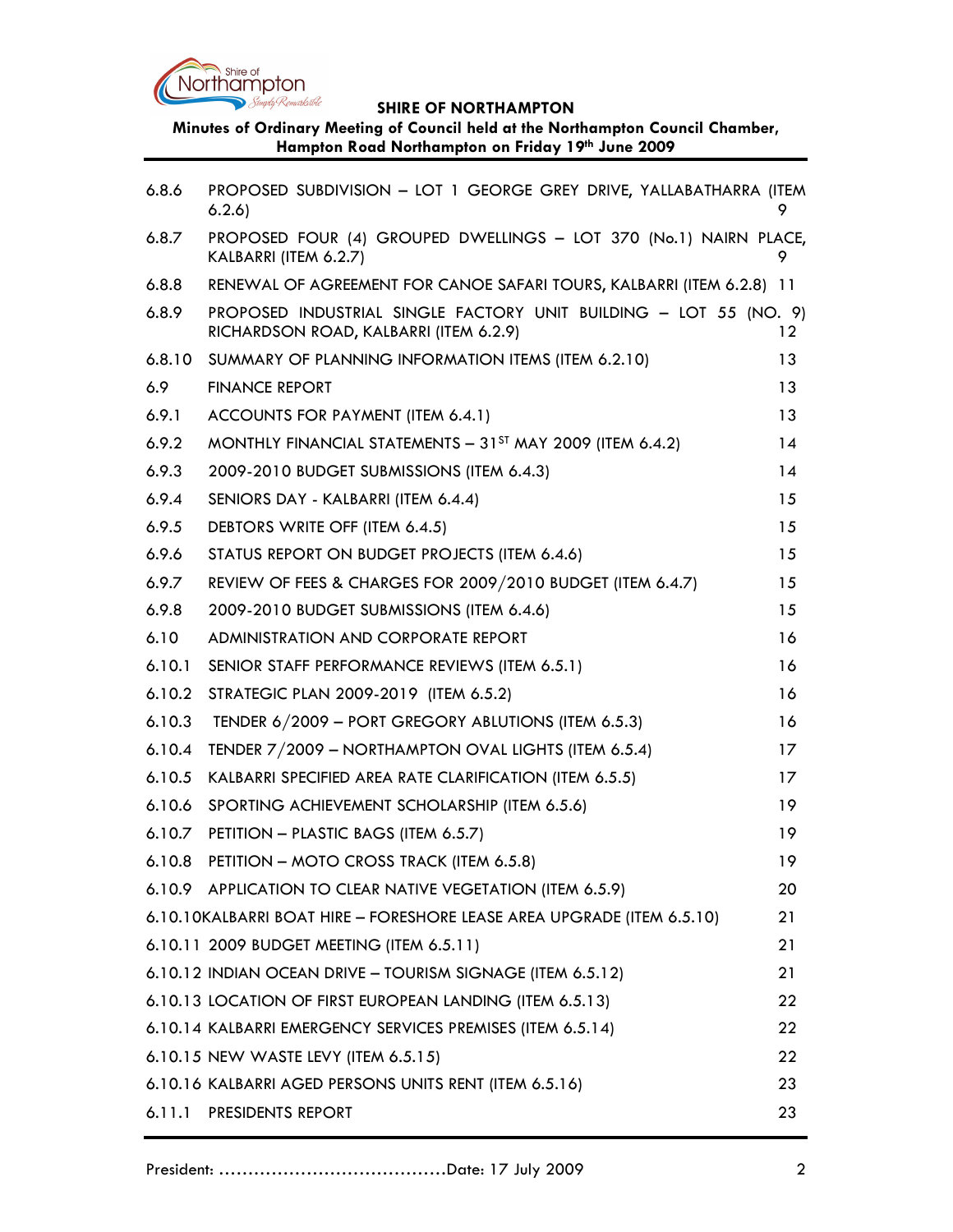| | | |
|---|---|---|
| 6.8.6 | PROPOSED SUBDIVISION – LOT 1 GEORGE GREY DRIVE, YALLABATHARRA (ITEM 6.2.6) | 9 |
| 6.8.7 | PROPOSED FOUR (4) GROUPED DWELLINGS – LOT 370 (No.1) NAIRN PLACE, KALBARRI (ITEM 6.2.7) | 9 |
| 6.8.8 | RENEWAL OF AGREEMENT FOR CANOE SAFARI TOURS, KALBARRI (ITEM 6.2.8) | 11 |
| 6.8.9 | PROPOSED INDUSTRIAL SINGLE FACTORY UNIT BUILDING – LOT 55 (NO. 9) RICHARDSON ROAD, KALBARRI (ITEM 6.2.9) | 12 |
| 6.8.10 | SUMMARY OF PLANNING INFORMATION ITEMS (ITEM 6.2.10) | 13 |
| 6.9 | FINANCE REPORT | 13 |
| 6.9.1 | ACCOUNTS FOR PAYMENT (ITEM 6.4.1) | 13 |
| 6.9.2 | MONTHLY FINANCIAL STATEMENTS – 31ST MAY 2009 (ITEM 6.4.2) | 14 |
| 6.9.3 | 2009-2010 BUDGET SUBMISSIONS (ITEM 6.4.3) | 14 |
| 6.9.4 | SENIORS DAY - KALBARRI (ITEM 6.4.4) | 15 |
| 6.9.5 | DEBTORS WRITE OFF (ITEM 6.4.5) | 15 |
| 6.9.6 | STATUS REPORT ON BUDGET PROJECTS (ITEM 6.4.6) | 15 |
| 6.9.7 | REVIEW OF FEES & CHARGES FOR 2009/2010 BUDGET (ITEM 6.4.7) | 15 |
| 6.9.8 | 2009-2010 BUDGET SUBMISSIONS (ITEM 6.4.6) | 15 |
| 6.10 | ADMINISTRATION AND CORPORATE REPORT | 16 |
| 6.10.1 | SENIOR STAFF PERFORMANCE REVIEWS (ITEM 6.5.1) | 16 |
| 6.10.2 | STRATEGIC PLAN 2009-2019 (ITEM 6.5.2) | 16 |
| 6.10.3 | TENDER 6/2009 – PORT GREGORY ABLUTIONS (ITEM 6.5.3) | 16 |
| 6.10.4 | TENDER 7/2009 – NORTHAMPTON OVAL LIGHTS (ITEM 6.5.4) | 17 |
| 6.10.5 | KALBARRI SPECIFIED AREA RATE CLARIFICATION (ITEM 6.5.5) | 17 |
| 6.10.6 | SPORTING ACHIEVEMENT SCHOLARSHIP (ITEM 6.5.6) | 19 |
| 6.10.7 | PETITION – PLASTIC BAGS (ITEM 6.5.7) | 19 |
| 6.10.8 | PETITION – MOTO CROSS TRACK (ITEM 6.5.8) | 19 |
| 6.10.9 | APPLICATION TO CLEAR NATIVE VEGETATION (ITEM 6.5.9) | 20 |
| 6.10.10 | KALBARRI BOAT HIRE – FORESHORE LEASE AREA UPGRADE (ITEM 6.5.10) | 21 |
| 6.10.11 | 2009 BUDGET MEETING (ITEM 6.5.11) | 21 |
| 6.10.12 | INDIAN OCEAN DRIVE – TOURISM SIGNAGE (ITEM 6.5.12) | 21 |
| 6.10.13 | LOCATION OF FIRST EUROPEAN LANDING (ITEM 6.5.13) | 22 |
| 6.10.14 | KALBARRI EMERGENCY SERVICES PREMISES (ITEM 6.5.14) | 22 |
| 6.10.15 | NEW WASTE LEVY (ITEM 6.5.15) | 22 |
| 6.10.16 | KALBARRI AGED PERSONS UNITS RENT (ITEM 6.5.16) | 23 |
| 6.11.1 | PRESIDENTS REPORT | 23 |

President: ………………………………….Date: 17 July 2009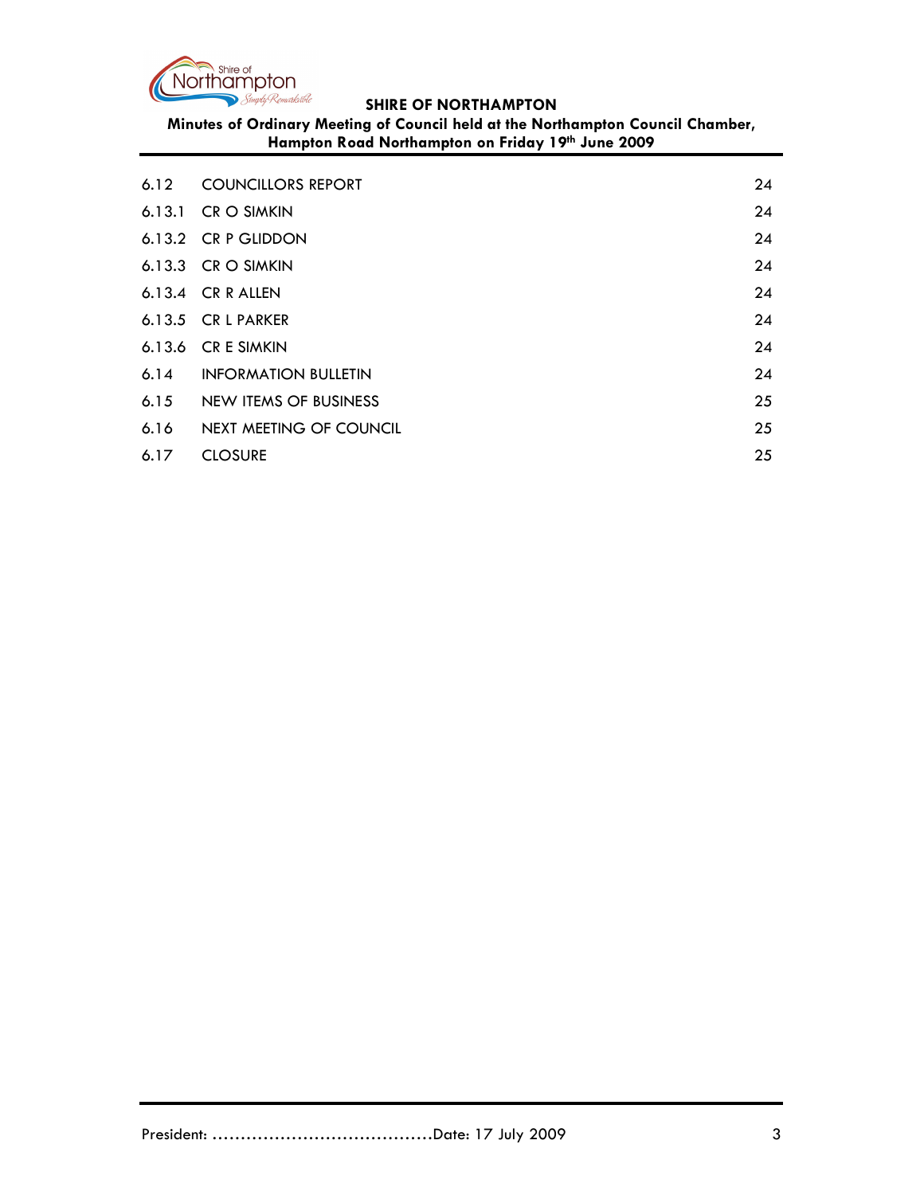| | | |
|---|---|---|
| 6.12 | COUNCILLORS REPORT | 24 |
| 6.13.1 | CR O SIMKIN | 24 |
| 6.13.2 | CR P GLIDDON | 24 |
| 6.13.3 | CR O SIMKIN | 24 |
| 6.13.4 | CR R ALLEN | 24 |
| 6.13.5 | CR L PARKER | 24 |
| 6.13.6 | CR E SIMKIN | 24 |
| 6.14 | INFORMATION BULLETIN | 24 |
| 6.15 | NEW ITEMS OF BUSINESS | 25 |
| 6.16 | NEXT MEETING OF COUNCIL | 25 |
| 6.17 | CLOSURE | 25 |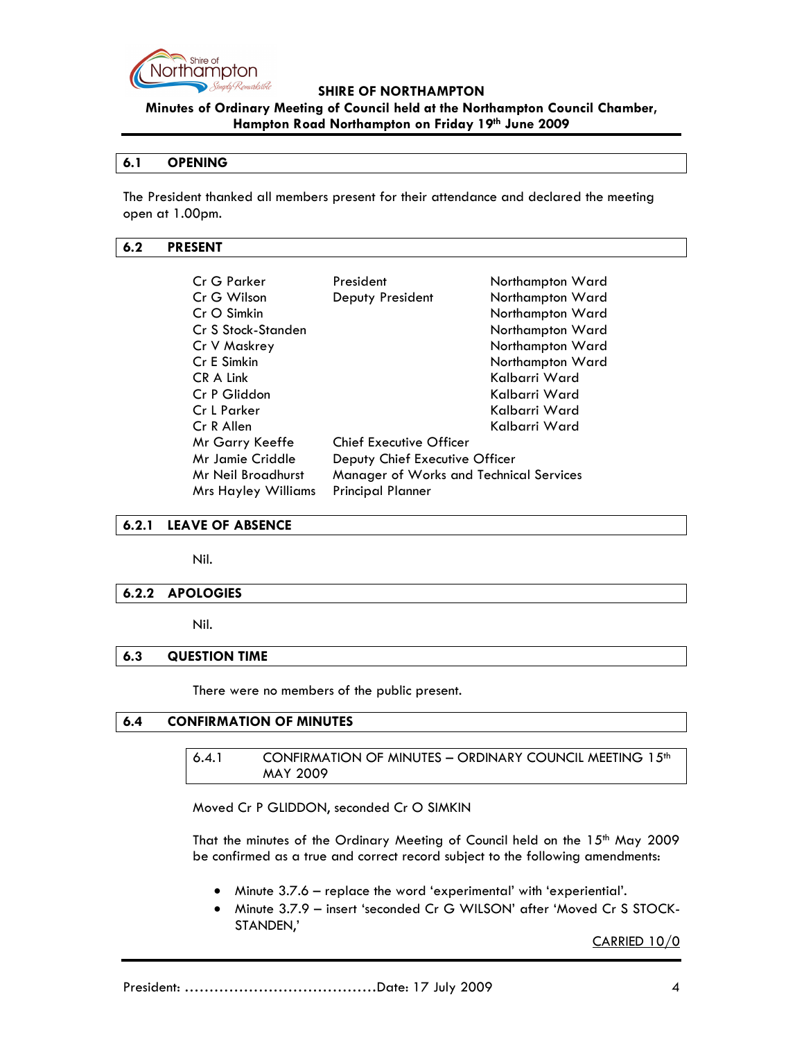## 6.1 OPENING

The President thanked all members present for their attendance and declared the meeting open at 1.00pm.

## 6.2 PRESENT

| | | |
|---|---|---|
| Cr G Parker | President | Northampton Ward |
| Cr G Wilson | Deputy President | Northampton Ward |
| Cr O Simkin | | Northampton Ward |
| Cr S Stock-Standen | | Northampton Ward |
| Cr V Maskrey | | Northampton Ward |
| Cr E Simkin | | Northampton Ward |
| CR A Link | | Kalbarri Ward |
| Cr P Gliddon | | Kalbarri Ward |
| Cr L Parker | | Kalbarri Ward |
| Cr R Allen | | Kalbarri Ward |
| Mr Garry Keeffe | Chief Executive Officer | |
| Mr Jamie Criddle | Deputy Chief Executive Officer | |
| Mr Neil Broadhurst | Manager of Works and Technical Services | |
| Mrs Hayley Williams | Principal Planner | |

## 6.2.1 LEAVE OF ABSENCE

Nil.

## 6.2.2 APOLOGIES

Nil.

## 6.3 QUESTION TIME

There were no members of the public present.

## 6.4 CONFIRMATION OF MINUTES

### 6.4.1 CONFIRMATION OF MINUTES – ORDINARY COUNCIL MEETING 15th MAY 2009

Moved Cr P GLIDDON, seconded Cr O SIMKIN

That the minutes of the Ordinary Meeting of Council held on the 15th May 2009 be confirmed as a true and correct record subject to the following amendments:

- Minute 3.7.6 – replace the word 'experimental' with 'experiential'.
- Minute 3.7.9 – insert 'seconded Cr G WILSON' after 'Moved Cr S STOCK-STANDEN,'

CARRIED 10/0

President: …………………………………Date: 17 July 2009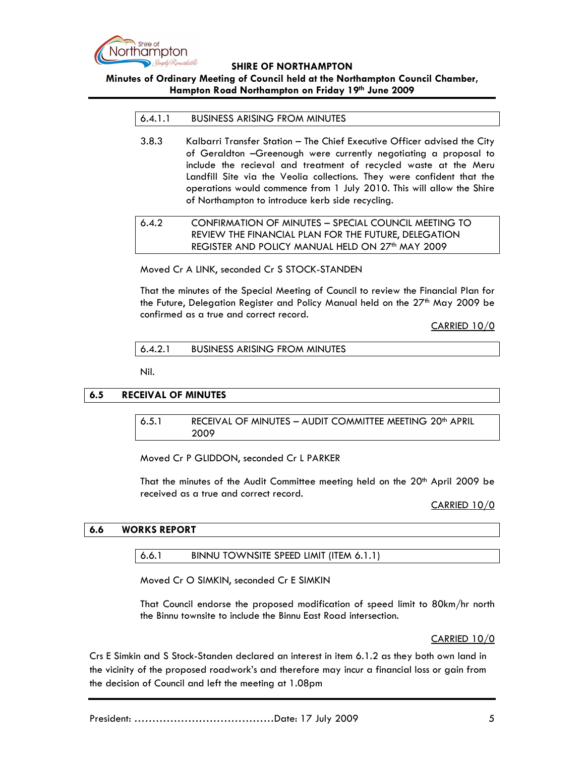### 6.4.1.1 BUSINESS ARISING FROM MINUTES

3.8.3 Kalbarri Transfer Station – The Chief Executive Officer advised the City of Geraldton –Greenough were currently negotiating a proposal to include the recieval and treatment of recycled waste at the Meru Landfill Site via the Veolia collections. They were confident that the operations would commence from 1 July 2010. This will allow the Shire of Northampton to introduce kerb side recycling.

### 6.4.2 CONFIRMATION OF MINUTES – SPECIAL COUNCIL MEETING TO REVIEW THE FINANCIAL PLAN FOR THE FUTURE, DELEGATION REGISTER AND POLICY MANUAL HELD ON 27th MAY 2009

Moved Cr A LINK, seconded Cr S STOCK-STANDEN

That the minutes of the Special Meeting of Council to review the Financial Plan for the Future, Delegation Register and Policy Manual held on the 27th May 2009 be confirmed as a true and correct record.

CARRIED 10/0

### 6.4.2.1 BUSINESS ARISING FROM MINUTES

Nil.

## 6.5 RECEIVAL OF MINUTES

### 6.5.1 RECEIVAL OF MINUTES – AUDIT COMMITTEE MEETING 20th APRIL 2009

Moved Cr P GLIDDON, seconded Cr L PARKER

That the minutes of the Audit Committee meeting held on the 20th April 2009 be received as a true and correct record.

CARRIED 10/0

## 6.6 WORKS REPORT

### 6.6.1 BINNU TOWNSITE SPEED LIMIT (ITEM 6.1.1)

Moved Cr O SIMKIN, seconded Cr E SIMKIN

That Council endorse the proposed modification of speed limit to 80km/hr north the Binnu townsite to include the Binnu East Road intersection.

CARRIED 10/0

Crs E Simkin and S Stock-Standen declared an interest in item 6.1.2 as they both own land in the vicinity of the proposed roadwork's and therefore may incur a financial loss or gain from the decision of Council and left the meeting at 1.08pm

President: ……………………………………Date: 17 July 2009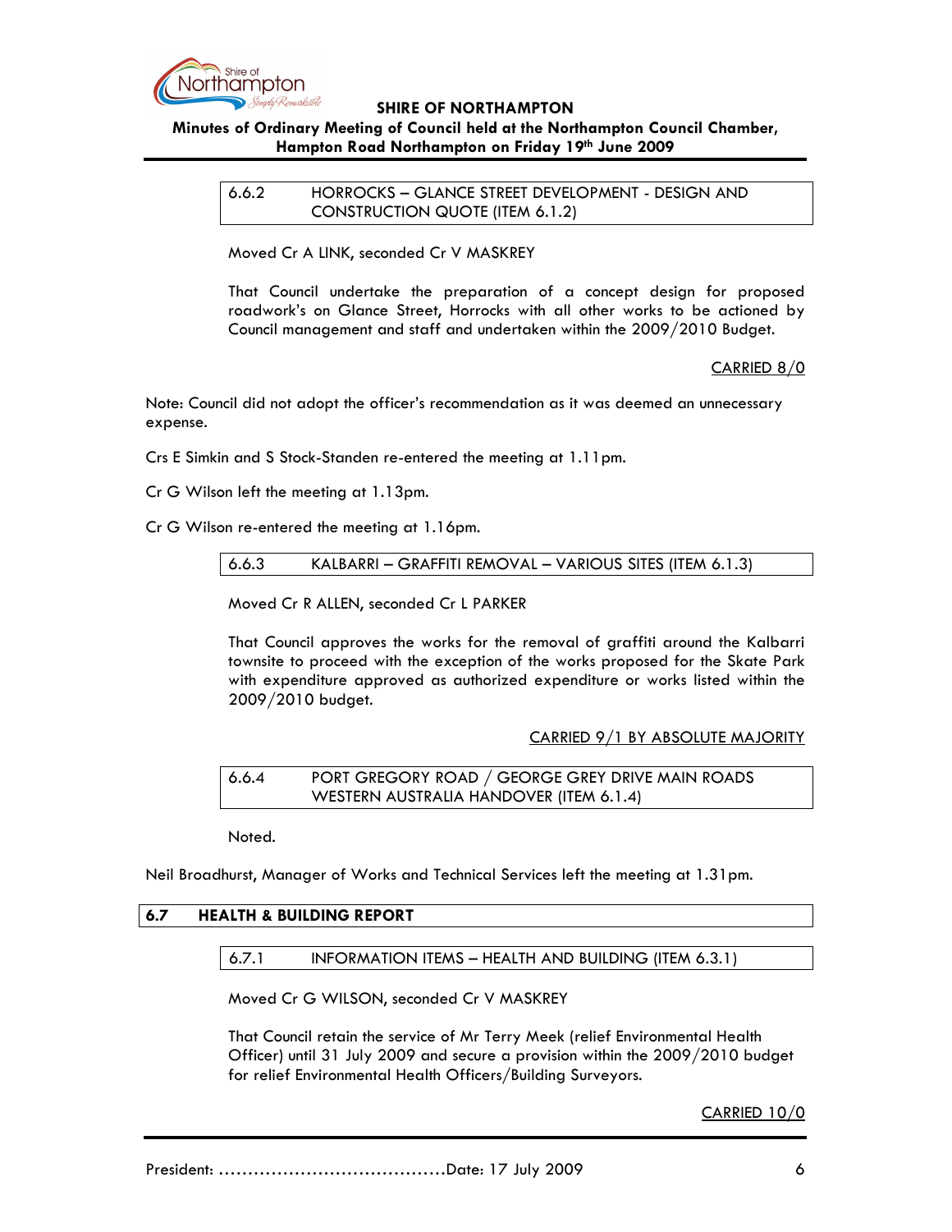### 6.6.2 HORROCKS – GLANCE STREET DEVELOPMENT - DESIGN AND CONSTRUCTION QUOTE (ITEM 6.1.2)

Moved Cr A LINK, seconded Cr V MASKREY

That Council undertake the preparation of a concept design for proposed roadwork's on Glance Street, Horrocks with all other works to be actioned by Council management and staff and undertaken within the 2009/2010 Budget.

CARRIED 8/0

Note: Council did not adopt the officer's recommendation as it was deemed an unnecessary expense.

Crs E Simkin and S Stock-Standen re-entered the meeting at 1.11pm.

Cr G Wilson left the meeting at 1.13pm.

Cr G Wilson re-entered the meeting at 1.16pm.

### 6.6.3 KALBARRI – GRAFFITI REMOVAL – VARIOUS SITES (ITEM 6.1.3)

Moved Cr R ALLEN, seconded Cr L PARKER

That Council approves the works for the removal of graffiti around the Kalbarri townsite to proceed with the exception of the works proposed for the Skate Park with expenditure approved as authorized expenditure or works listed within the 2009/2010 budget.

CARRIED 9/1 BY ABSOLUTE MAJORITY

### 6.6.4 PORT GREGORY ROAD / GEORGE GREY DRIVE MAIN ROADS WESTERN AUSTRALIA HANDOVER (ITEM 6.1.4)

Noted.

Neil Broadhurst, Manager of Works and Technical Services left the meeting at 1.31pm.

## 6.7 HEALTH & BUILDING REPORT

### 6.7.1 INFORMATION ITEMS – HEALTH AND BUILDING (ITEM 6.3.1)

Moved Cr G WILSON, seconded Cr V MASKREY

That Council retain the service of Mr Terry Meek (relief Environmental Health Officer) until 31 July 2009 and secure a provision within the 2009/2010 budget for relief Environmental Health Officers/Building Surveyors.

CARRIED 10/0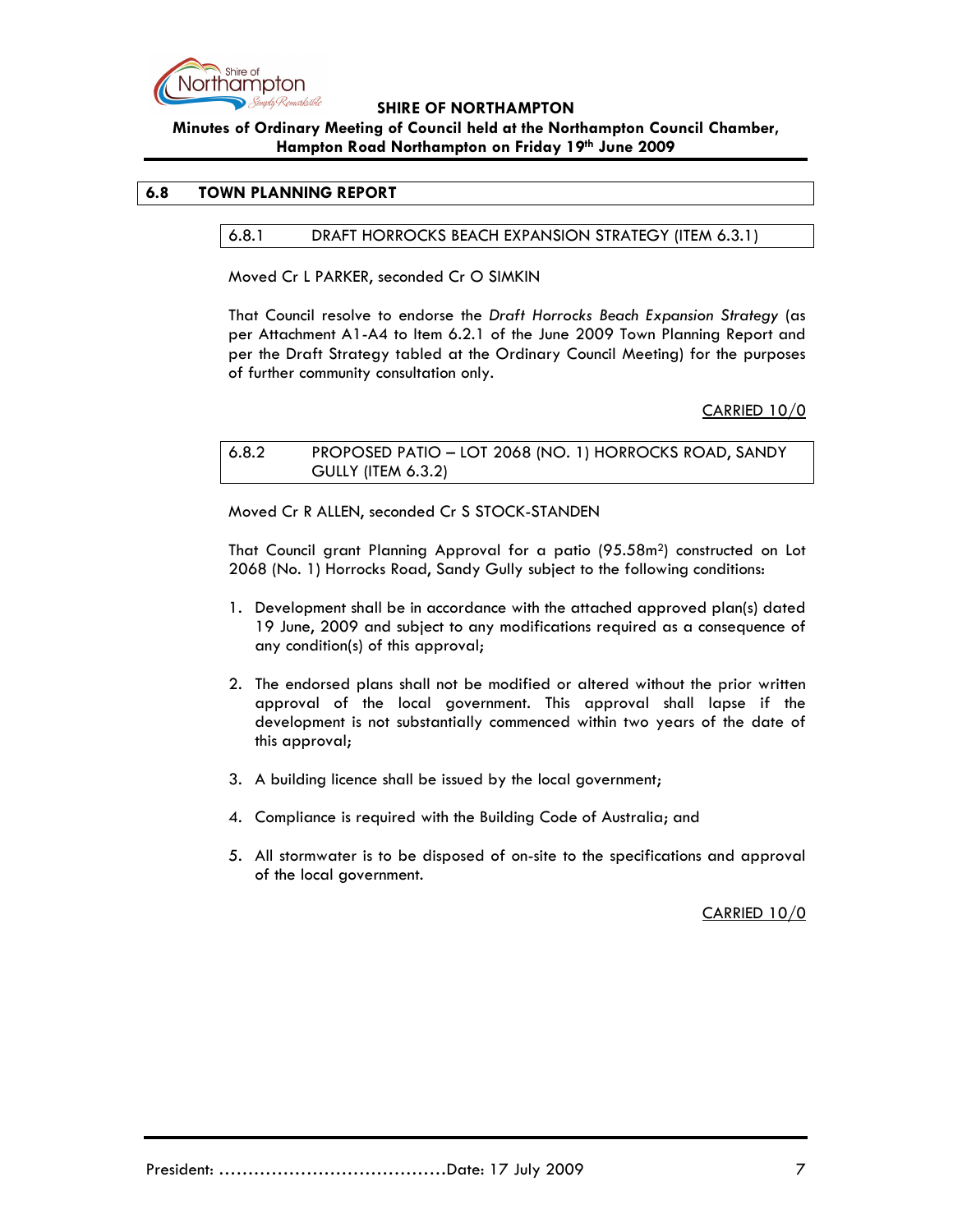## 6.8 TOWN PLANNING REPORT

### 6.8.1 DRAFT HORROCKS BEACH EXPANSION STRATEGY (ITEM 6.3.1)

Moved Cr L PARKER, seconded Cr O SIMKIN

That Council resolve to endorse the *Draft Horrocks Beach Expansion Strategy* (as per Attachment A1-A4 to Item 6.2.1 of the June 2009 Town Planning Report and per the Draft Strategy tabled at the Ordinary Council Meeting) for the purposes of further community consultation only.

CARRIED 10/0

### 6.8.2 PROPOSED PATIO – LOT 2068 (NO. 1) HORROCKS ROAD, SANDY GULLY (ITEM 6.3.2)

Moved Cr R ALLEN, seconded Cr S STOCK-STANDEN

That Council grant Planning Approval for a patio (95.58m$^2$) constructed on Lot 2068 (No. 1) Horrocks Road, Sandy Gully subject to the following conditions:

1. Development shall be in accordance with the attached approved plan(s) dated 19 June, 2009 and subject to any modifications required as a consequence of any condition(s) of this approval;

2. The endorsed plans shall not be modified or altered without the prior written approval of the local government. This approval shall lapse if the development is not substantially commenced within two years of the date of this approval;

3. A building licence shall be issued by the local government;

4. Compliance is required with the Building Code of Australia; and

5. All stormwater is to be disposed of on-site to the specifications and approval of the local government.

CARRIED 10/0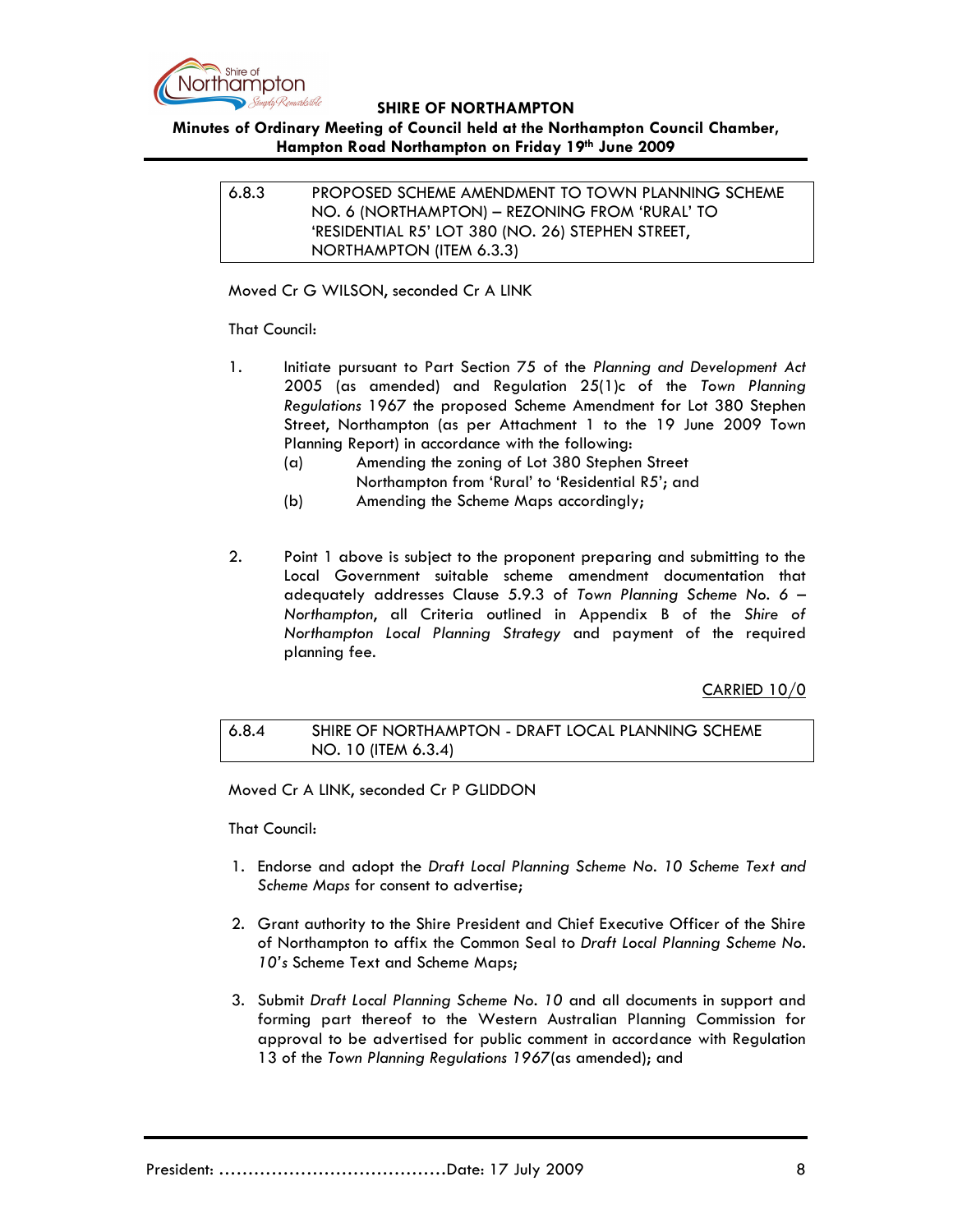| 6.8.3 | PROPOSED SCHEME AMENDMENT TO TOWN PLANNING SCHEME NO. 6 (NORTHAMPTON) – REZONING FROM 'RURAL' TO 'RESIDENTIAL R5' LOT 380 (NO. 26) STEPHEN STREET, NORTHAMPTON (ITEM 6.3.3) |
|---|---|

Moved Cr G WILSON, seconded Cr A LINK

That Council:

1. Initiate pursuant to Part Section 75 of the *Planning and Development Act* 2005 (as amended) and Regulation 25(1)c of the *Town Planning Regulations* 1967 the proposed Scheme Amendment for Lot 380 Stephen Street, Northampton (as per Attachment 1 to the 19 June 2009 Town Planning Report) in accordance with the following:
   (a) Amending the zoning of Lot 380 Stephen Street Northampton from 'Rural' to 'Residential R5'; and
   (b) Amending the Scheme Maps accordingly;

2. Point 1 above is subject to the proponent preparing and submitting to the Local Government suitable scheme amendment documentation that adequately addresses Clause 5.9.3 of *Town Planning Scheme No. 6 – Northampton*, all Criteria outlined in Appendix B of the *Shire of Northampton Local Planning Strategy* and payment of the required planning fee.

<u>CARRIED 10/0</u>

| 6.8.4 | SHIRE OF NORTHAMPTON - DRAFT LOCAL PLANNING SCHEME NO. 10 (ITEM 6.3.4) |
|---|---|

Moved Cr A LINK, seconded Cr P GLIDDON

That Council:

1. Endorse and adopt the *Draft Local Planning Scheme No. 10 Scheme Text and Scheme Maps* for consent to advertise;

2. Grant authority to the Shire President and Chief Executive Officer of the Shire of Northampton to affix the Common Seal to *Draft Local Planning Scheme No. 10's* Scheme Text and Scheme Maps;

3. Submit *Draft Local Planning Scheme No. 10* and all documents in support and forming part thereof to the Western Australian Planning Commission for approval to be advertised for public comment in accordance with Regulation 13 of the *Town Planning Regulations 1967* (as amended); and

President: ......................................Date: 17 July 2009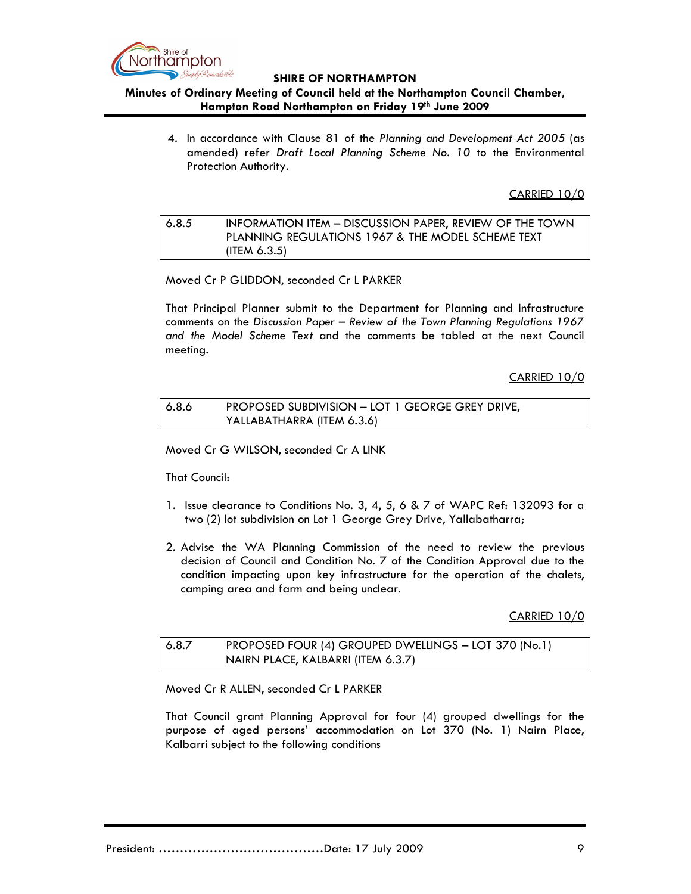4. In accordance with Clause 81 of the *Planning and Development Act 2005* (as amended) refer *Draft Local Planning Scheme No. 10* to the Environmental Protection Authority.

CARRIED 10/0

| 6.8.5 | INFORMATION ITEM – DISCUSSION PAPER, REVIEW OF THE TOWN PLANNING REGULATIONS 1967 & THE MODEL SCHEME TEXT (ITEM 6.3.5) |
|---|---|

Moved Cr P GLIDDON, seconded Cr L PARKER

That Principal Planner submit to the Department for Planning and Infrastructure comments on the *Discussion Paper – Review of the Town Planning Regulations 1967 and the Model Scheme Text* and the comments be tabled at the next Council meeting.

CARRIED 10/0

| 6.8.6 | PROPOSED SUBDIVISION – LOT 1 GEORGE GREY DRIVE, YALLABATHARRA (ITEM 6.3.6) |
|---|---|

Moved Cr G WILSON, seconded Cr A LINK

That Council:

1. Issue clearance to Conditions No. 3, 4, 5, 6 & 7 of WAPC Ref: 132093 for a two (2) lot subdivision on Lot 1 George Grey Drive, Yallabatharra;

2. Advise the WA Planning Commission of the need to review the previous decision of Council and Condition No. 7 of the Condition Approval due to the condition impacting upon key infrastructure for the operation of the chalets, camping area and farm and being unclear.

CARRIED 10/0

| 6.8.7 | PROPOSED FOUR (4) GROUPED DWELLINGS – LOT 370 (No.1) NAIRN PLACE, KALBARRI (ITEM 6.3.7) |
|---|---|

Moved Cr R ALLEN, seconded Cr L PARKER

That Council grant Planning Approval for four (4) grouped dwellings for the purpose of aged persons' accommodation on Lot 370 (No. 1) Nairn Place, Kalbarri subject to the following conditions

President: ......................................Date: 17 July 2009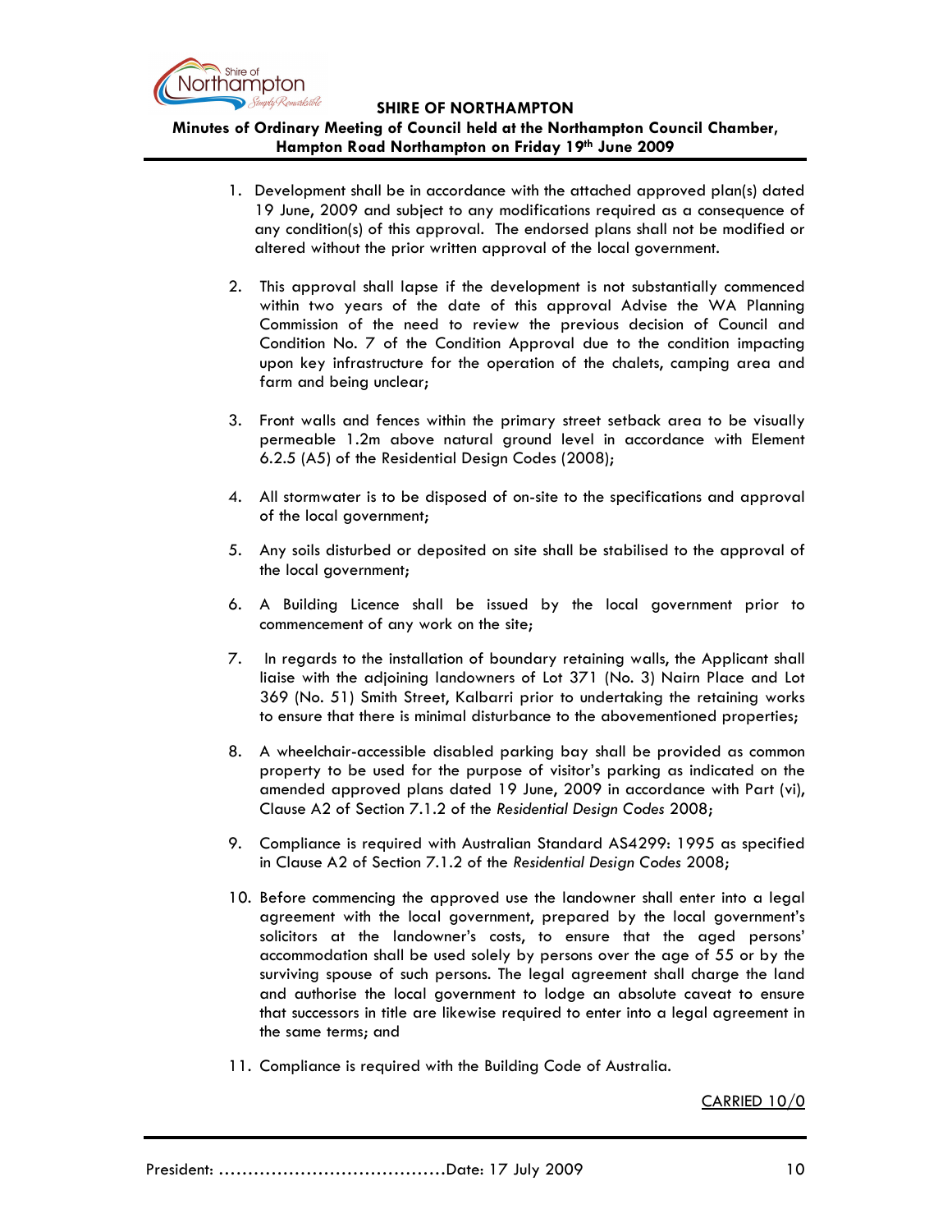1. Development shall be in accordance with the attached approved plan(s) dated 19 June, 2009 and subject to any modifications required as a consequence of any condition(s) of this approval. The endorsed plans shall not be modified or altered without the prior written approval of the local government.

2. This approval shall lapse if the development is not substantially commenced within two years of the date of this approval Advise the WA Planning Commission of the need to review the previous decision of Council and Condition No. 7 of the Condition Approval due to the condition impacting upon key infrastructure for the operation of the chalets, camping area and farm and being unclear;

3. Front walls and fences within the primary street setback area to be visually permeable 1.2m above natural ground level in accordance with Element 6.2.5 (A5) of the Residential Design Codes (2008);

4. All stormwater is to be disposed of on-site to the specifications and approval of the local government;

5. Any soils disturbed or deposited on site shall be stabilised to the approval of the local government;

6. A Building Licence shall be issued by the local government prior to commencement of any work on the site;

7. In regards to the installation of boundary retaining walls, the Applicant shall liaise with the adjoining landowners of Lot 371 (No. 3) Nairn Place and Lot 369 (No. 51) Smith Street, Kalbarri prior to undertaking the retaining works to ensure that there is minimal disturbance to the abovementioned properties;

8. A wheelchair-accessible disabled parking bay shall be provided as common property to be used for the purpose of visitor's parking as indicated on the amended approved plans dated 19 June, 2009 in accordance with Part (vi), Clause A2 of Section 7.1.2 of the *Residential Design Codes* 2008;

9. Compliance is required with Australian Standard AS4299: 1995 as specified in Clause A2 of Section 7.1.2 of the *Residential Design Codes* 2008;

10. Before commencing the approved use the landowner shall enter into a legal agreement with the local government, prepared by the local government's solicitors at the landowner's costs, to ensure that the aged persons' accommodation shall be used solely by persons over the age of 55 or by the surviving spouse of such persons. The legal agreement shall charge the land and authorise the local government to lodge an absolute caveat to ensure that successors in title are likewise required to enter into a legal agreement in the same terms; and

11. Compliance is required with the Building Code of Australia.

CARRIED 10/0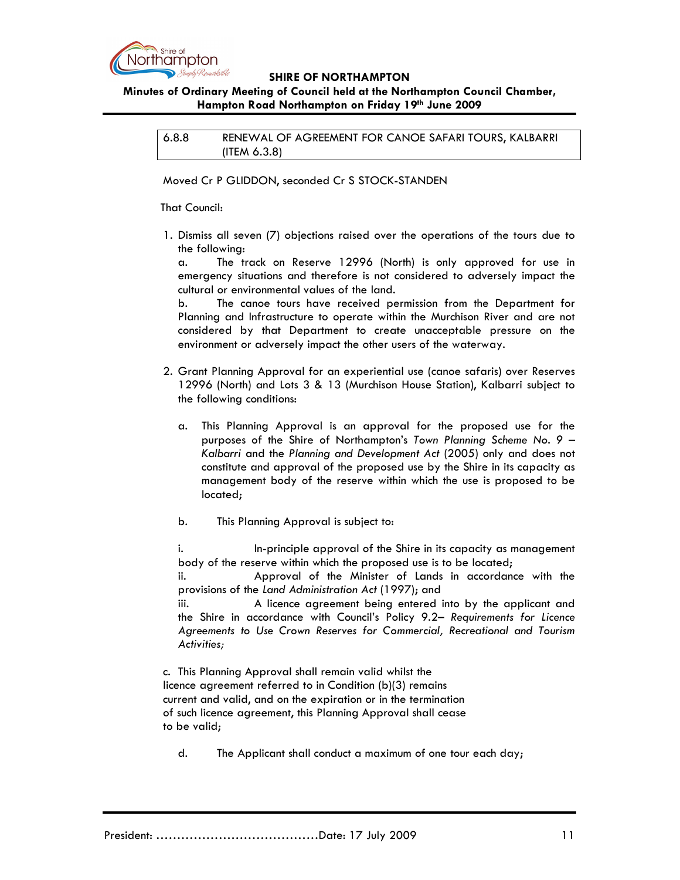6.8.8 RENEWAL OF AGREEMENT FOR CANOE SAFARI TOURS, KALBARRI (ITEM 6.3.8)

Moved Cr P GLIDDON, seconded Cr S STOCK-STANDEN

That Council:

1. Dismiss all seven (7) objections raised over the operations of the tours due to the following:

   a. The track on Reserve 12996 (North) is only approved for use in emergency situations and therefore is not considered to adversely impact the cultural or environmental values of the land.

   b. The canoe tours have received permission from the Department for Planning and Infrastructure to operate within the Murchison River and are not considered by that Department to create unacceptable pressure on the environment or adversely impact the other users of the waterway.

2. Grant Planning Approval for an experiential use (canoe safaris) over Reserves 12996 (North) and Lots 3 & 13 (Murchison House Station), Kalbarri subject to the following conditions:

   a. This Planning Approval is an approval for the proposed use for the purposes of the Shire of Northampton's *Town Planning Scheme No. 9 – Kalbarri* and the *Planning and Development Act* (2005) only and does not constitute and approval of the proposed use by the Shire in its capacity as management body of the reserve within which the use is proposed to be located;

   b. This Planning Approval is subject to:

      i. In-principle approval of the Shire in its capacity as management body of the reserve within which the proposed use is to be located;

      ii. Approval of the Minister of Lands in accordance with the provisions of the *Land Administration Act* (1997); and

      iii. A licence agreement being entered into by the applicant and the Shire in accordance with Council's Policy 9.2– *Requirements for Licence Agreements to Use Crown Reserves for Commercial, Recreational and Tourism Activities;*

   c. This Planning Approval shall remain valid whilst the licence agreement referred to in Condition (b)(3) remains current and valid, and on the expiration or in the termination of such licence agreement, this Planning Approval shall cease to be valid;

   d. The Applicant shall conduct a maximum of one tour each day;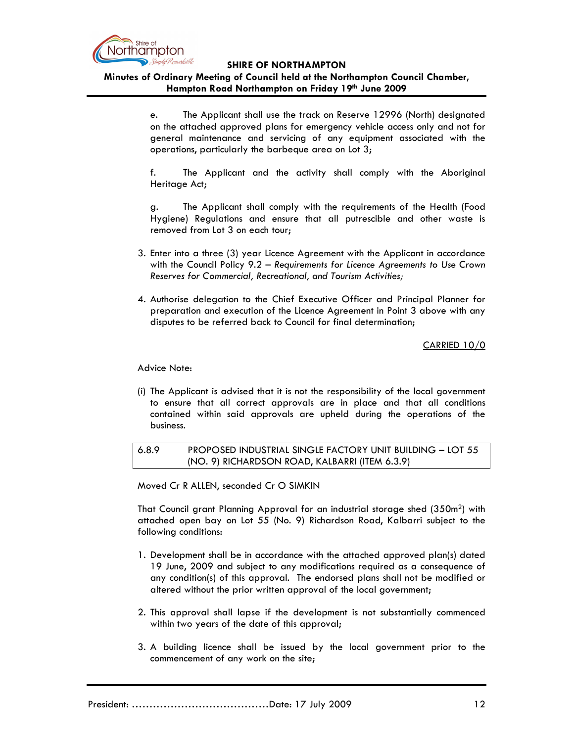e. The Applicant shall use the track on Reserve 12996 (North) designated on the attached approved plans for emergency vehicle access only and not for general maintenance and servicing of any equipment associated with the operations, particularly the barbeque area on Lot 3;

f. The Applicant and the activity shall comply with the Aboriginal Heritage Act;

g. The Applicant shall comply with the requirements of the Health (Food Hygiene) Regulations and ensure that all putrescible and other waste is removed from Lot 3 on each tour;

3. Enter into a three (3) year Licence Agreement with the Applicant in accordance with the Council Policy 9.2 – *Requirements for Licence Agreements to Use Crown Reserves for Commercial, Recreational, and Tourism Activities;*

4. Authorise delegation to the Chief Executive Officer and Principal Planner for preparation and execution of the Licence Agreement in Point 3 above with any disputes to be referred back to Council for final determination;

CARRIED 10/0

Advice Note:

(i) The Applicant is advised that it is not the responsibility of the local government to ensure that all correct approvals are in place and that all conditions contained within said approvals are upheld during the operations of the business.

## 6.8.9 PROPOSED INDUSTRIAL SINGLE FACTORY UNIT BUILDING – LOT 55 (NO. 9) RICHARDSON ROAD, KALBARRI (ITEM 6.3.9)

Moved Cr R ALLEN, seconded Cr O SIMKIN

That Council grant Planning Approval for an industrial storage shed (350m$^2$) with attached open bay on Lot 55 (No. 9) Richardson Road, Kalbarri subject to the following conditions:

1. Development shall be in accordance with the attached approved plan(s) dated 19 June, 2009 and subject to any modifications required as a consequence of any condition(s) of this approval. The endorsed plans shall not be modified or altered without the prior written approval of the local government;

2. This approval shall lapse if the development is not substantially commenced within two years of the date of this approval;

3. A building licence shall be issued by the local government prior to the commencement of any work on the site;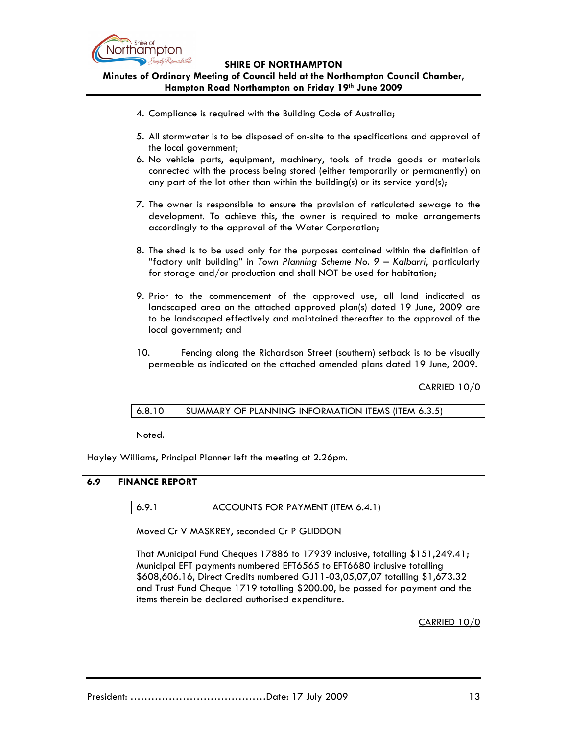4. Compliance is required with the Building Code of Australia;

5. All stormwater is to be disposed of on-site to the specifications and approval of the local government;

6. No vehicle parts, equipment, machinery, tools of trade goods or materials connected with the process being stored (either temporarily or permanently) on any part of the lot other than within the building(s) or its service yard(s);

7. The owner is responsible to ensure the provision of reticulated sewage to the development. To achieve this, the owner is required to make arrangements accordingly to the approval of the Water Corporation;

8. The shed is to be used only for the purposes contained within the definition of "factory unit building" in *Town Planning Scheme No. 9 – Kalbarri*, particularly for storage and/or production and shall NOT be used for habitation;

9. Prior to the commencement of the approved use, all land indicated as landscaped area on the attached approved plan(s) dated 19 June, 2009 are to be landscaped effectively and maintained thereafter to the approval of the local government; and

10. Fencing along the Richardson Street (southern) setback is to be visually permeable as indicated on the attached amended plans dated 19 June, 2009.

<u>CARRIED 10/0</u>

### 6.8.10 SUMMARY OF PLANNING INFORMATION ITEMS (ITEM 6.3.5)

Noted.

Hayley Williams, Principal Planner left the meeting at 2.26pm.

## 6.9 FINANCE REPORT

### 6.9.1 ACCOUNTS FOR PAYMENT (ITEM 6.4.1)

Moved Cr V MASKREY, seconded Cr P GLIDDON

That Municipal Fund Cheques 17886 to 17939 inclusive, totalling $151,249.41; Municipal EFT payments numbered EFT6565 to EFT6680 inclusive totalling $608,606.16, Direct Credits numbered GJ11-03,05,07,07 totalling $1,673.32 and Trust Fund Cheque 1719 totalling $200.00, be passed for payment and the items therein be declared authorised expenditure.

<u>CARRIED 10/0</u>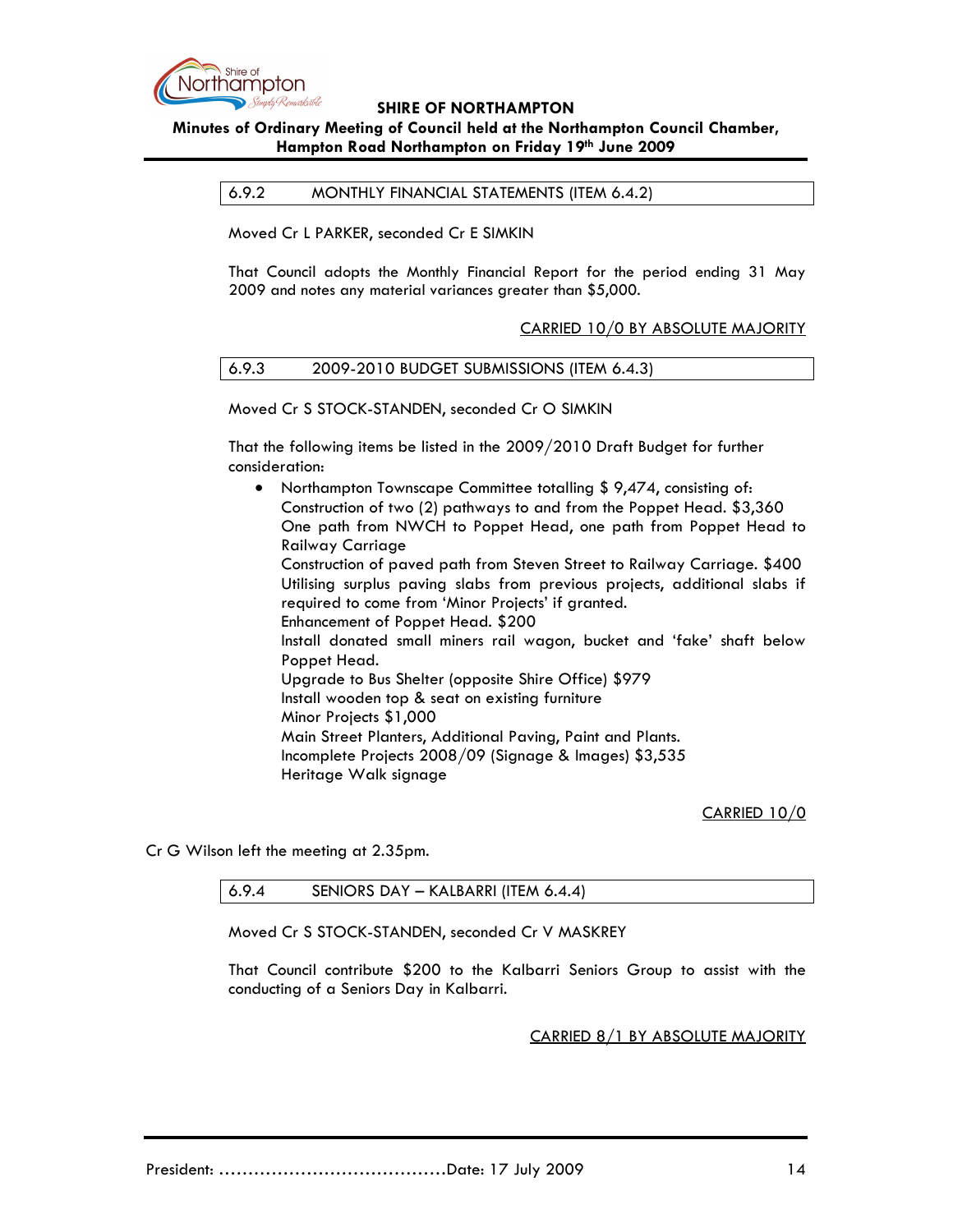### 6.9.2 MONTHLY FINANCIAL STATEMENTS (ITEM 6.4.2)

Moved Cr L PARKER, seconded Cr E SIMKIN

That Council adopts the Monthly Financial Report for the period ending 31 May 2009 and notes any material variances greater than $5,000.

CARRIED 10/0 BY ABSOLUTE MAJORITY

### 6.9.3 2009-2010 BUDGET SUBMISSIONS (ITEM 6.4.3)

Moved Cr S STOCK-STANDEN, seconded Cr O SIMKIN

That the following items be listed in the 2009/2010 Draft Budget for further consideration:

- Northampton Townscape Committee totalling $ 9,474, consisting of:
  Construction of two (2) pathways to and from the Poppet Head. $3,360
  One path from NWCH to Poppet Head, one path from Poppet Head to Railway Carriage
  Construction of paved path from Steven Street to Railway Carriage. $400
  Utilising surplus paving slabs from previous projects, additional slabs if required to come from 'Minor Projects' if granted.
  Enhancement of Poppet Head. $200
  Install donated small miners rail wagon, bucket and 'fake' shaft below Poppet Head.
  Upgrade to Bus Shelter (opposite Shire Office) $979
  Install wooden top & seat on existing furniture
  Minor Projects $1,000
  Main Street Planters, Additional Paving, Paint and Plants.
  Incomplete Projects 2008/09 (Signage & Images) $3,535
  Heritage Walk signage

CARRIED 10/0

Cr G Wilson left the meeting at 2.35pm.

### 6.9.4 SENIORS DAY – KALBARRI (ITEM 6.4.4)

Moved Cr S STOCK-STANDEN, seconded Cr V MASKREY

That Council contribute $200 to the Kalbarri Seniors Group to assist with the conducting of a Seniors Day in Kalbarri.

CARRIED 8/1 BY ABSOLUTE MAJORITY

President: ......................................Date: 17 July 2009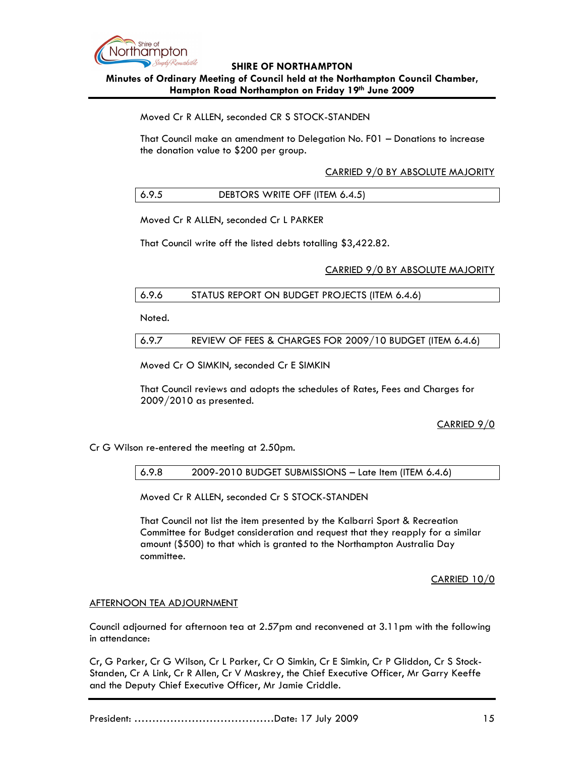Moved Cr R ALLEN, seconded CR S STOCK-STANDEN

That Council make an amendment to Delegation No. F01 – Donations to increase the donation value to $200 per group.

CARRIED 9/0 BY ABSOLUTE MAJORITY

| 6.9.5 | DEBTORS WRITE OFF (ITEM 6.4.5) |
|---|---|

Moved Cr R ALLEN, seconded Cr L PARKER

That Council write off the listed debts totalling $3,422.82.

CARRIED 9/0 BY ABSOLUTE MAJORITY

| 6.9.6 | STATUS REPORT ON BUDGET PROJECTS (ITEM 6.4.6) |
|---|---|

Noted.

| 6.9.7 | REVIEW OF FEES & CHARGES FOR 2009/10 BUDGET (ITEM 6.4.6) |
|---|---|

Moved Cr O SIMKIN, seconded Cr E SIMKIN

That Council reviews and adopts the schedules of Rates, Fees and Charges for 2009/2010 as presented.

CARRIED 9/0

Cr G Wilson re-entered the meeting at 2.50pm.

| 6.9.8 | 2009-2010 BUDGET SUBMISSIONS – Late Item (ITEM 6.4.6) |
|---|---|

Moved Cr R ALLEN, seconded Cr S STOCK-STANDEN

That Council not list the item presented by the Kalbarri Sport & Recreation Committee for Budget consideration and request that they reapply for a similar amount ($500) to that which is granted to the Northampton Australia Day committee.

CARRIED 10/0

AFTERNOON TEA ADJOURNMENT

Council adjourned for afternoon tea at 2.57pm and reconvened at 3.11pm with the following in attendance:

Cr, G Parker, Cr G Wilson, Cr L Parker, Cr O Simkin, Cr E Simkin, Cr P Gliddon, Cr S Stock-Standen, Cr A Link, Cr R Allen, Cr V Maskrey, the Chief Executive Officer, Mr Garry Keeffe and the Deputy Chief Executive Officer, Mr Jamie Criddle.

President: ……………………………………Date: 17 July 2009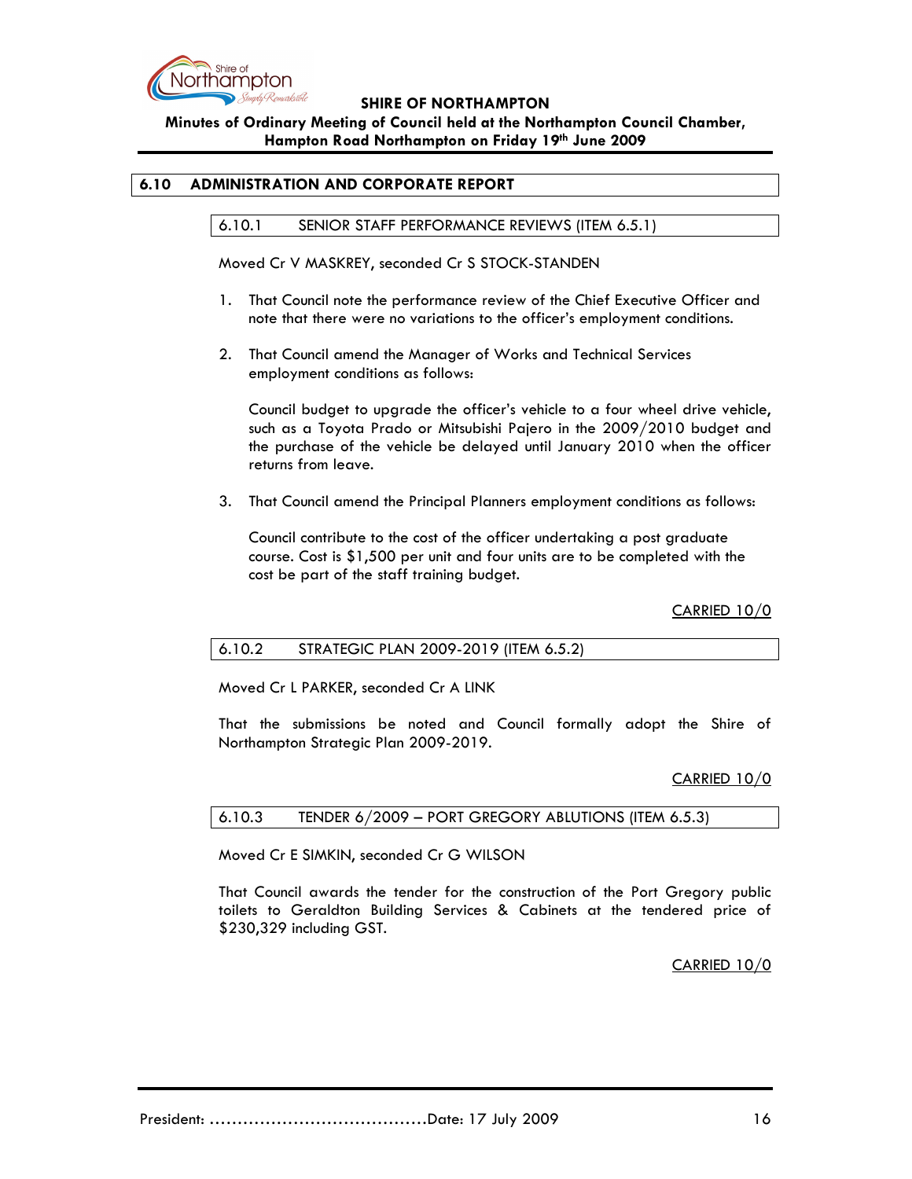## 6.10 ADMINISTRATION AND CORPORATE REPORT

### 6.10.1 SENIOR STAFF PERFORMANCE REVIEWS (ITEM 6.5.1)

Moved Cr V MASKREY, seconded Cr S STOCK-STANDEN

1. That Council note the performance review of the Chief Executive Officer and note that there were no variations to the officer's employment conditions.

2. That Council amend the Manager of Works and Technical Services employment conditions as follows:

   Council budget to upgrade the officer's vehicle to a four wheel drive vehicle, such as a Toyota Prado or Mitsubishi Pajero in the 2009/2010 budget and the purchase of the vehicle be delayed until January 2010 when the officer returns from leave.

3. That Council amend the Principal Planners employment conditions as follows:

   Council contribute to the cost of the officer undertaking a post graduate course. Cost is $1,500 per unit and four units are to be completed with the cost be part of the staff training budget.

CARRIED 10/0

### 6.10.2 STRATEGIC PLAN 2009-2019 (ITEM 6.5.2)

Moved Cr L PARKER, seconded Cr A LINK

That the submissions be noted and Council formally adopt the Shire of Northampton Strategic Plan 2009-2019.

CARRIED 10/0

### 6.10.3 TENDER 6/2009 – PORT GREGORY ABLUTIONS (ITEM 6.5.3)

Moved Cr E SIMKIN, seconded Cr G WILSON

That Council awards the tender for the construction of the Port Gregory public toilets to Geraldton Building Services & Cabinets at the tendered price of $230,329 including GST.

CARRIED 10/0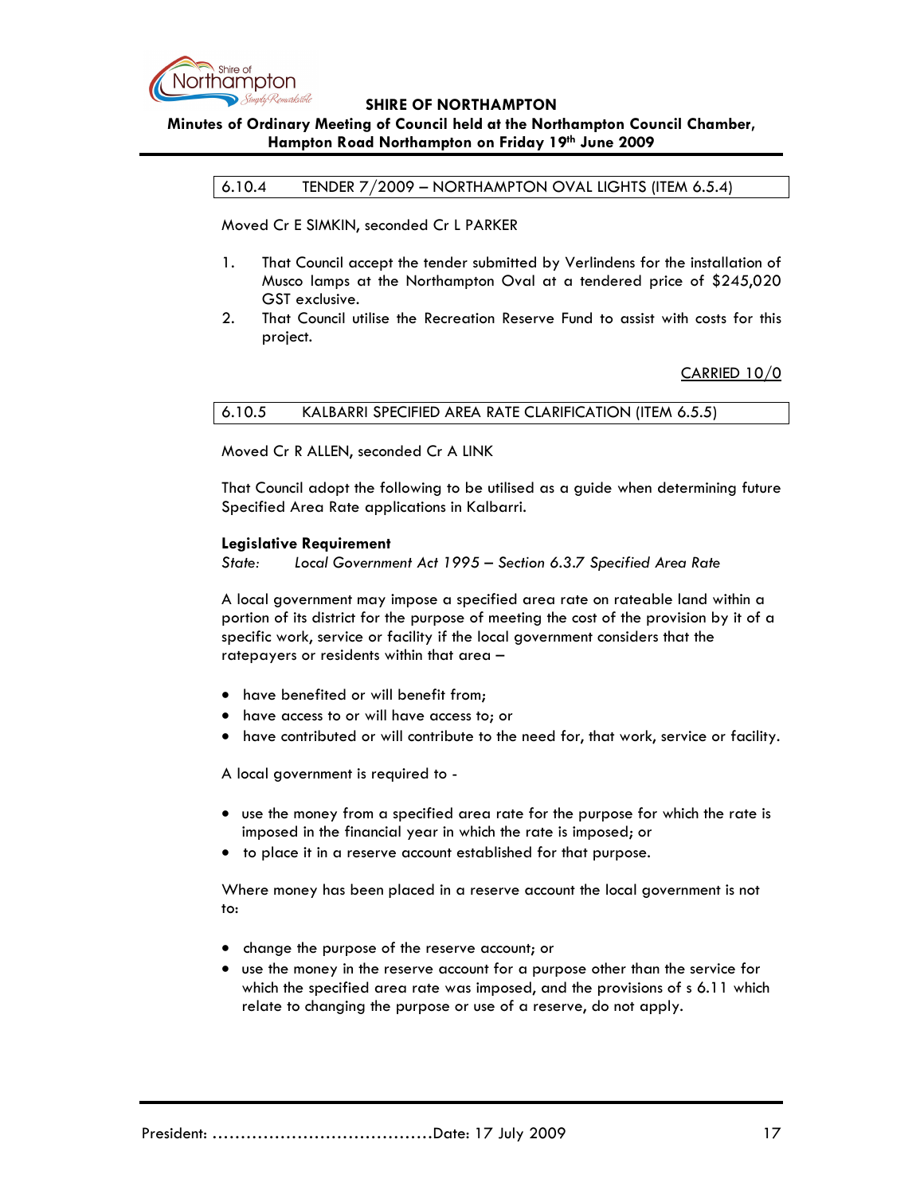## 6.10.4 TENDER 7/2009 – NORTHAMPTON OVAL LIGHTS (ITEM 6.5.4)

Moved Cr E SIMKIN, seconded Cr L PARKER

1. That Council accept the tender submitted by Verlindens for the installation of Musco lamps at the Northampton Oval at a tendered price of $245,020 GST exclusive.
2. That Council utilise the Recreation Reserve Fund to assist with costs for this project.

CARRIED 10/0

## 6.10.5 KALBARRI SPECIFIED AREA RATE CLARIFICATION (ITEM 6.5.5)

Moved Cr R ALLEN, seconded Cr A LINK

That Council adopt the following to be utilised as a guide when determining future Specified Area Rate applications in Kalbarri.

**Legislative Requirement**

*State: Local Government Act 1995 – Section 6.3.7 Specified Area Rate*

A local government may impose a specified area rate on rateable land within a portion of its district for the purpose of meeting the cost of the provision by it of a specific work, service or facility if the local government considers that the ratepayers or residents within that area –

- have benefited or will benefit from;
- have access to or will have access to; or
- have contributed or will contribute to the need for, that work, service or facility.

A local government is required to -

- use the money from a specified area rate for the purpose for which the rate is imposed in the financial year in which the rate is imposed; or
- to place it in a reserve account established for that purpose.

Where money has been placed in a reserve account the local government is not to:

- change the purpose of the reserve account; or
- use the money in the reserve account for a purpose other than the service for which the specified area rate was imposed, and the provisions of s 6.11 which relate to changing the purpose or use of a reserve, do not apply.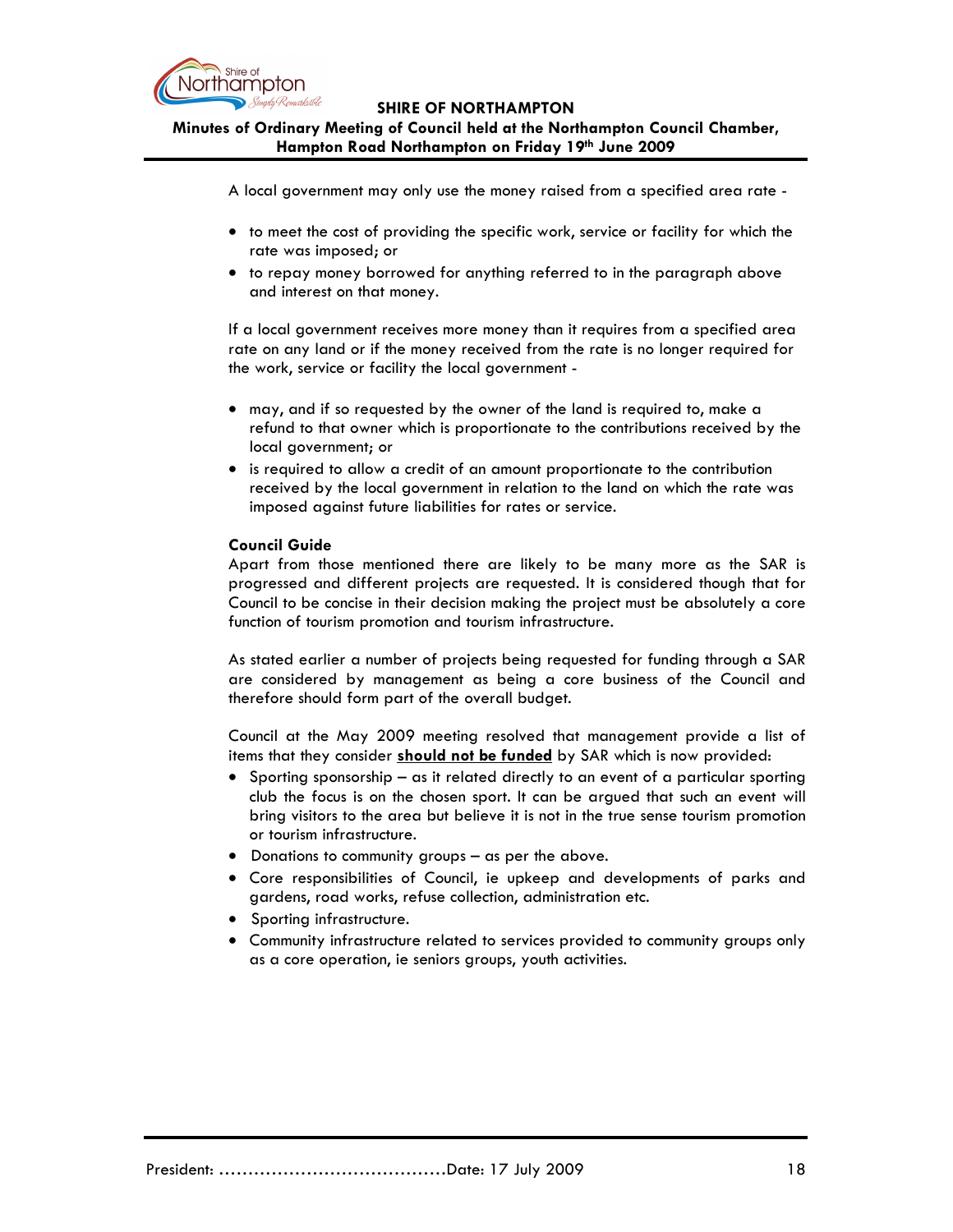A local government may only use the money raised from a specified area rate -

- to meet the cost of providing the specific work, service or facility for which the rate was imposed; or
- to repay money borrowed for anything referred to in the paragraph above and interest on that money.

If a local government receives more money than it requires from a specified area rate on any land or if the money received from the rate is no longer required for the work, service or facility the local government -

- may, and if so requested by the owner of the land is required to, make a refund to that owner which is proportionate to the contributions received by the local government; or
- is required to allow a credit of an amount proportionate to the contribution received by the local government in relation to the land on which the rate was imposed against future liabilities for rates or service.

**Council Guide**

Apart from those mentioned there are likely to be many more as the SAR is progressed and different projects are requested. It is considered though that for Council to be concise in their decision making the project must be absolutely a core function of tourism promotion and tourism infrastructure.

As stated earlier a number of projects being requested for funding through a SAR are considered by management as being a core business of the Council and therefore should form part of the overall budget.

Council at the May 2009 meeting resolved that management provide a list of items that they consider **should not be funded** by SAR which is now provided:

- Sporting sponsorship – as it related directly to an event of a particular sporting club the focus is on the chosen sport. It can be argued that such an event will bring visitors to the area but believe it is not in the true sense tourism promotion or tourism infrastructure.
- Donations to community groups – as per the above.
- Core responsibilities of Council, ie upkeep and developments of parks and gardens, road works, refuse collection, administration etc.
- Sporting infrastructure.
- Community infrastructure related to services provided to community groups only as a core operation, ie seniors groups, youth activities.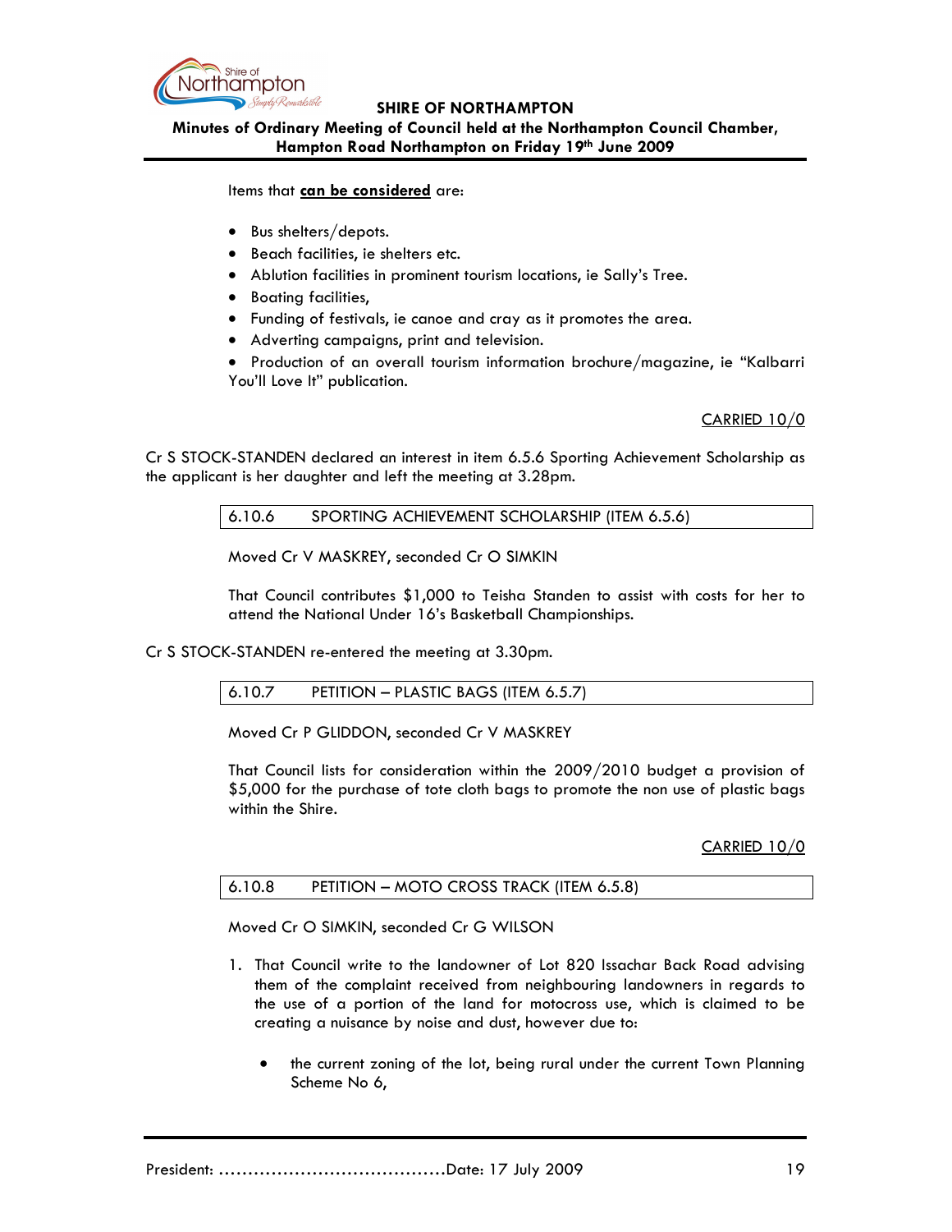Items that **can be considered** are:

- Bus shelters/depots.
- Beach facilities, ie shelters etc.
- Ablution facilities in prominent tourism locations, ie Sally's Tree.
- Boating facilities,
- Funding of festivals, ie canoe and cray as it promotes the area.
- Adverting campaigns, print and television.
- Production of an overall tourism information brochure/magazine, ie "Kalbarri You'll Love It" publication.

CARRIED 10/0

Cr S STOCK-STANDEN declared an interest in item 6.5.6 Sporting Achievement Scholarship as the applicant is her daughter and left the meeting at 3.28pm.

## 6.10.6 SPORTING ACHIEVEMENT SCHOLARSHIP (ITEM 6.5.6)

Moved Cr V MASKREY, seconded Cr O SIMKIN

That Council contributes $1,000 to Teisha Standen to assist with costs for her to attend the National Under 16's Basketball Championships.

Cr S STOCK-STANDEN re-entered the meeting at 3.30pm.

## 6.10.7 PETITION – PLASTIC BAGS (ITEM 6.5.7)

Moved Cr P GLIDDON, seconded Cr V MASKREY

That Council lists for consideration within the 2009/2010 budget a provision of $5,000 for the purchase of tote cloth bags to promote the non use of plastic bags within the Shire.

CARRIED 10/0

## 6.10.8 PETITION – MOTO CROSS TRACK (ITEM 6.5.8)

Moved Cr O SIMKIN, seconded Cr G WILSON

1. That Council write to the landowner of Lot 820 Issachar Back Road advising them of the complaint received from neighbouring landowners in regards to the use of a portion of the land for motocross use, which is claimed to be creating a nuisance by noise and dust, however due to:

    - the current zoning of the lot, being rural under the current Town Planning Scheme No 6,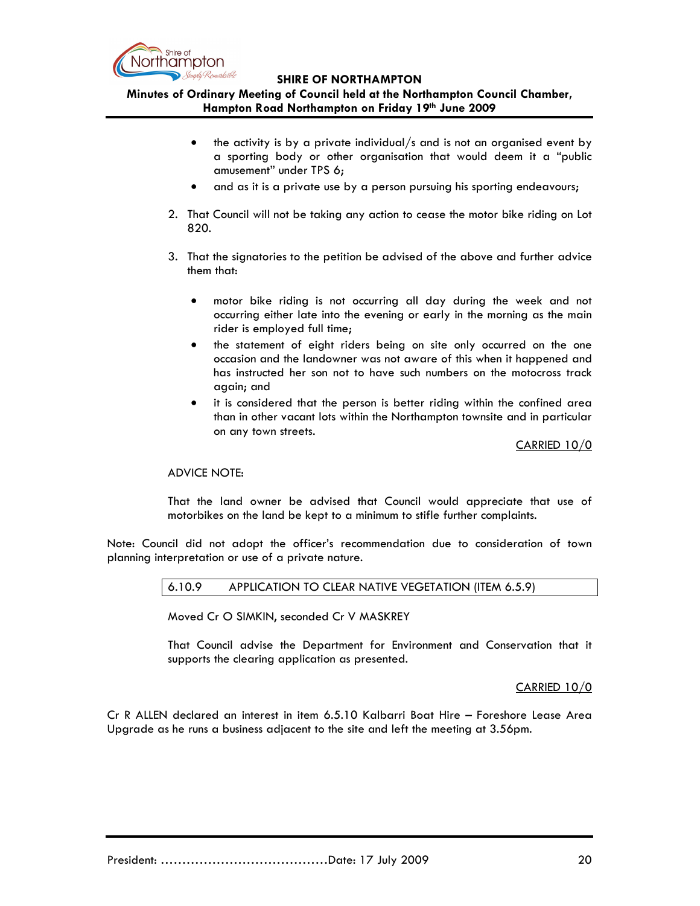- the activity is by a private individual/s and is not an organised event by a sporting body or other organisation that would deem it a "public amusement" under TPS 6;
- and as it is a private use by a person pursuing his sporting endeavours;

2. That Council will not be taking any action to cease the motor bike riding on Lot 820.

3. That the signatories to the petition be advised of the above and further advice them that:

   - motor bike riding is not occurring all day during the week and not occurring either late into the evening or early in the morning as the main rider is employed full time;
   - the statement of eight riders being on site only occurred on the one occasion and the landowner was not aware of this when it happened and has instructed her son not to have such numbers on the motocross track again; and
   - it is considered that the person is better riding within the confined area than in other vacant lots within the Northampton townsite and in particular on any town streets.

CARRIED 10/0

ADVICE NOTE:

That the land owner be advised that Council would appreciate that use of motorbikes on the land be kept to a minimum to stifle further complaints.

Note: Council did not adopt the officer's recommendation due to consideration of town planning interpretation or use of a private nature.

### 6.10.9 APPLICATION TO CLEAR NATIVE VEGETATION (ITEM 6.5.9)

Moved Cr O SIMKIN, seconded Cr V MASKREY

That Council advise the Department for Environment and Conservation that it supports the clearing application as presented.

CARRIED 10/0

Cr R ALLEN declared an interest in item 6.5.10 Kalbarri Boat Hire – Foreshore Lease Area Upgrade as he runs a business adjacent to the site and left the meeting at 3.56pm.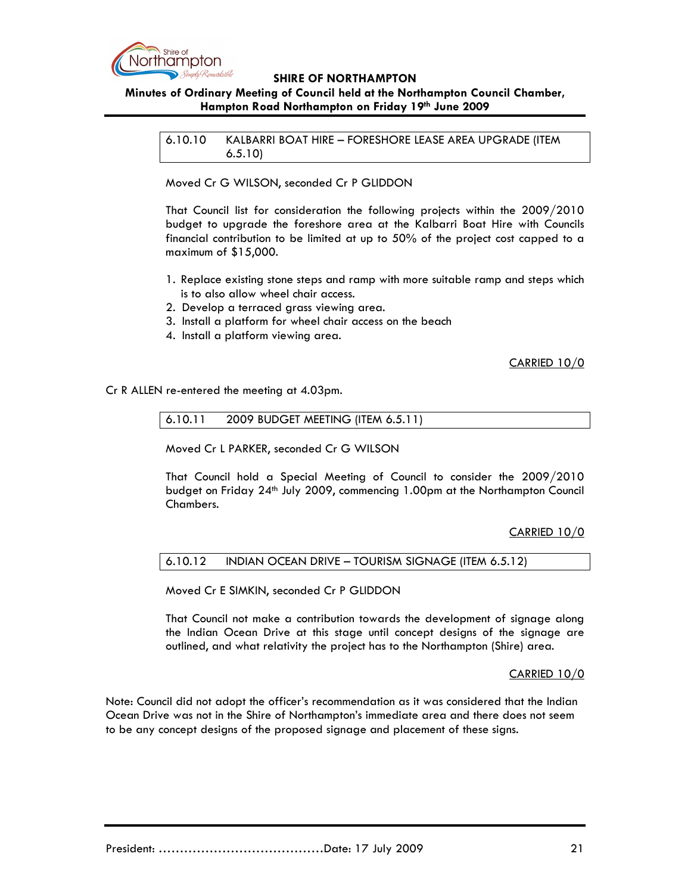### 6.10.10 KALBARRI BOAT HIRE – FORESHORE LEASE AREA UPGRADE (ITEM 6.5.10)

Moved Cr G WILSON, seconded Cr P GLIDDON

That Council list for consideration the following projects within the 2009/2010 budget to upgrade the foreshore area at the Kalbarri Boat Hire with Councils financial contribution to be limited at up to 50% of the project cost capped to a maximum of $15,000.

1. Replace existing stone steps and ramp with more suitable ramp and steps which is to also allow wheel chair access.
2. Develop a terraced grass viewing area.
3. Install a platform for wheel chair access on the beach
4. Install a platform viewing area.

CARRIED 10/0

Cr R ALLEN re-entered the meeting at 4.03pm.

### 6.10.11 2009 BUDGET MEETING (ITEM 6.5.11)

Moved Cr L PARKER, seconded Cr G WILSON

That Council hold a Special Meeting of Council to consider the 2009/2010 budget on Friday 24th July 2009, commencing 1.00pm at the Northampton Council Chambers.

CARRIED 10/0

### 6.10.12 INDIAN OCEAN DRIVE – TOURISM SIGNAGE (ITEM 6.5.12)

Moved Cr E SIMKIN, seconded Cr P GLIDDON

That Council not make a contribution towards the development of signage along the Indian Ocean Drive at this stage until concept designs of the signage are outlined, and what relativity the project has to the Northampton (Shire) area.

CARRIED 10/0

Note: Council did not adopt the officer's recommendation as it was considered that the Indian Ocean Drive was not in the Shire of Northampton's immediate area and there does not seem to be any concept designs of the proposed signage and placement of these signs.

President: ……………………………………Date: 17 July 2009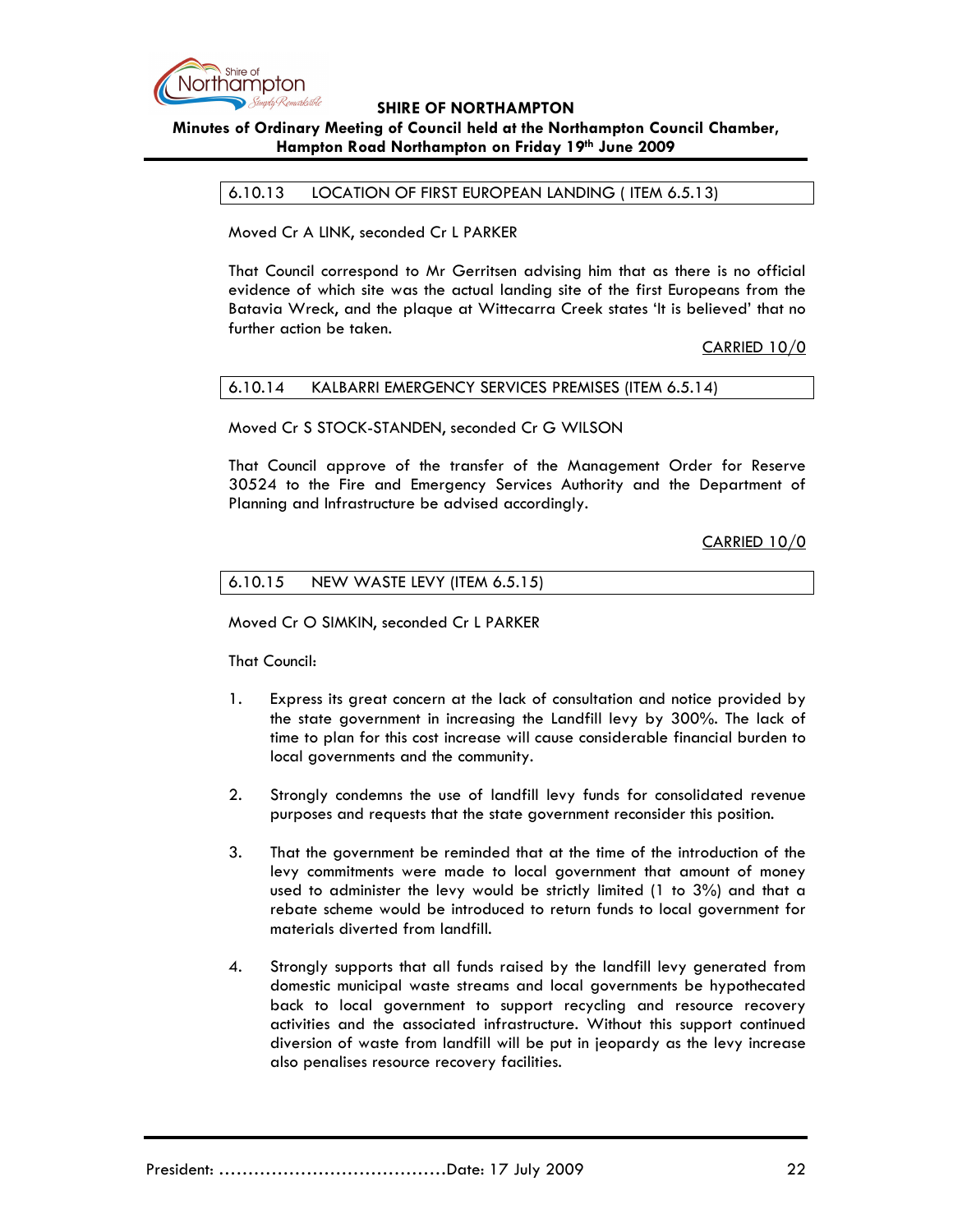### 6.10.13 LOCATION OF FIRST EUROPEAN LANDING ( ITEM 6.5.13)

Moved Cr A LINK, seconded Cr L PARKER

That Council correspond to Mr Gerritsen advising him that as there is no official evidence of which site was the actual landing site of the first Europeans from the Batavia Wreck, and the plaque at Wittecarra Creek states 'It is believed' that no further action be taken.

CARRIED 10/0

### 6.10.14 KALBARRI EMERGENCY SERVICES PREMISES (ITEM 6.5.14)

Moved Cr S STOCK-STANDEN, seconded Cr G WILSON

That Council approve of the transfer of the Management Order for Reserve 30524 to the Fire and Emergency Services Authority and the Department of Planning and Infrastructure be advised accordingly.

CARRIED 10/0

### 6.10.15 NEW WASTE LEVY (ITEM 6.5.15)

Moved Cr O SIMKIN, seconded Cr L PARKER

That Council:

1. Express its great concern at the lack of consultation and notice provided by the state government in increasing the Landfill levy by 300%. The lack of time to plan for this cost increase will cause considerable financial burden to local governments and the community.

2. Strongly condemns the use of landfill levy funds for consolidated revenue purposes and requests that the state government reconsider this position.

3. That the government be reminded that at the time of the introduction of the levy commitments were made to local government that amount of money used to administer the levy would be strictly limited (1 to 3%) and that a rebate scheme would be introduced to return funds to local government for materials diverted from landfill.

4. Strongly supports that all funds raised by the landfill levy generated from domestic municipal waste streams and local governments be hypothecated back to local government to support recycling and resource recovery activities and the associated infrastructure. Without this support continued diversion of waste from landfill will be put in jeopardy as the levy increase also penalises resource recovery facilities.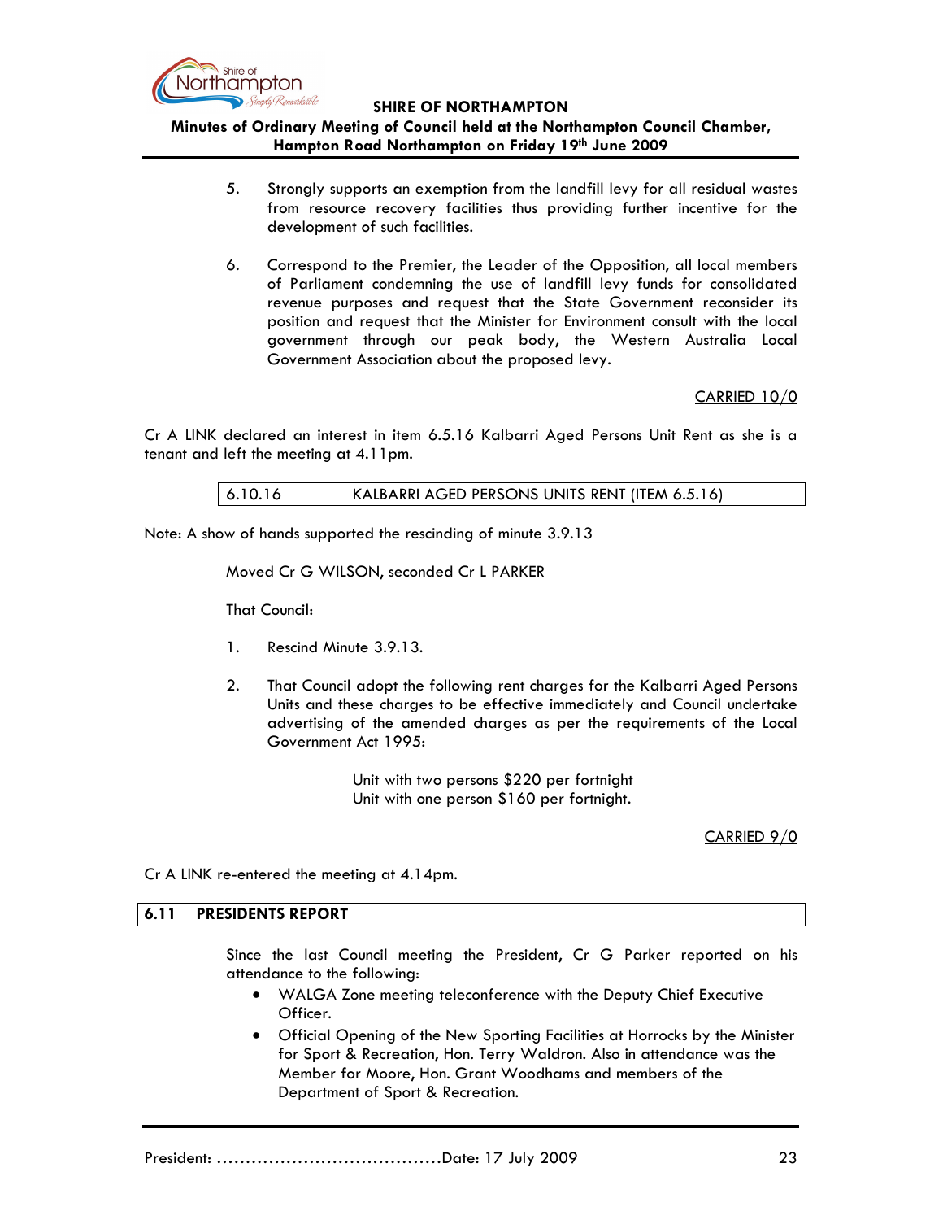5. Strongly supports an exemption from the landfill levy for all residual wastes from resource recovery facilities thus providing further incentive for the development of such facilities.

6. Correspond to the Premier, the Leader of the Opposition, all local members of Parliament condemning the use of landfill levy funds for consolidated revenue purposes and request that the State Government reconsider its position and request that the Minister for Environment consult with the local government through our peak body, the Western Australia Local Government Association about the proposed levy.

CARRIED 10/0

Cr A LINK declared an interest in item 6.5.16 Kalbarri Aged Persons Unit Rent as she is a tenant and left the meeting at 4.11pm.

| 6.10.16 | KALBARRI AGED PERSONS UNITS RENT (ITEM 6.5.16) |
|---|---|

Note: A show of hands supported the rescinding of minute 3.9.13

Moved Cr G WILSON, seconded Cr L PARKER

That Council:

1. Rescind Minute 3.9.13.

2. That Council adopt the following rent charges for the Kalbarri Aged Persons Units and these charges to be effective immediately and Council undertake advertising of the amended charges as per the requirements of the Local Government Act 1995:

   Unit with two persons $220 per fortnight
   Unit with one person $160 per fortnight.

CARRIED 9/0

Cr A LINK re-entered the meeting at 4.14pm.

## 6.11 PRESIDENTS REPORT

Since the last Council meeting the President, Cr G Parker reported on his attendance to the following:

- WALGA Zone meeting teleconference with the Deputy Chief Executive Officer.
- Official Opening of the New Sporting Facilities at Horrocks by the Minister for Sport & Recreation, Hon. Terry Waldron. Also in attendance was the Member for Moore, Hon. Grant Woodhams and members of the Department of Sport & Recreation.

President: ……………………………………Date: 17 July 2009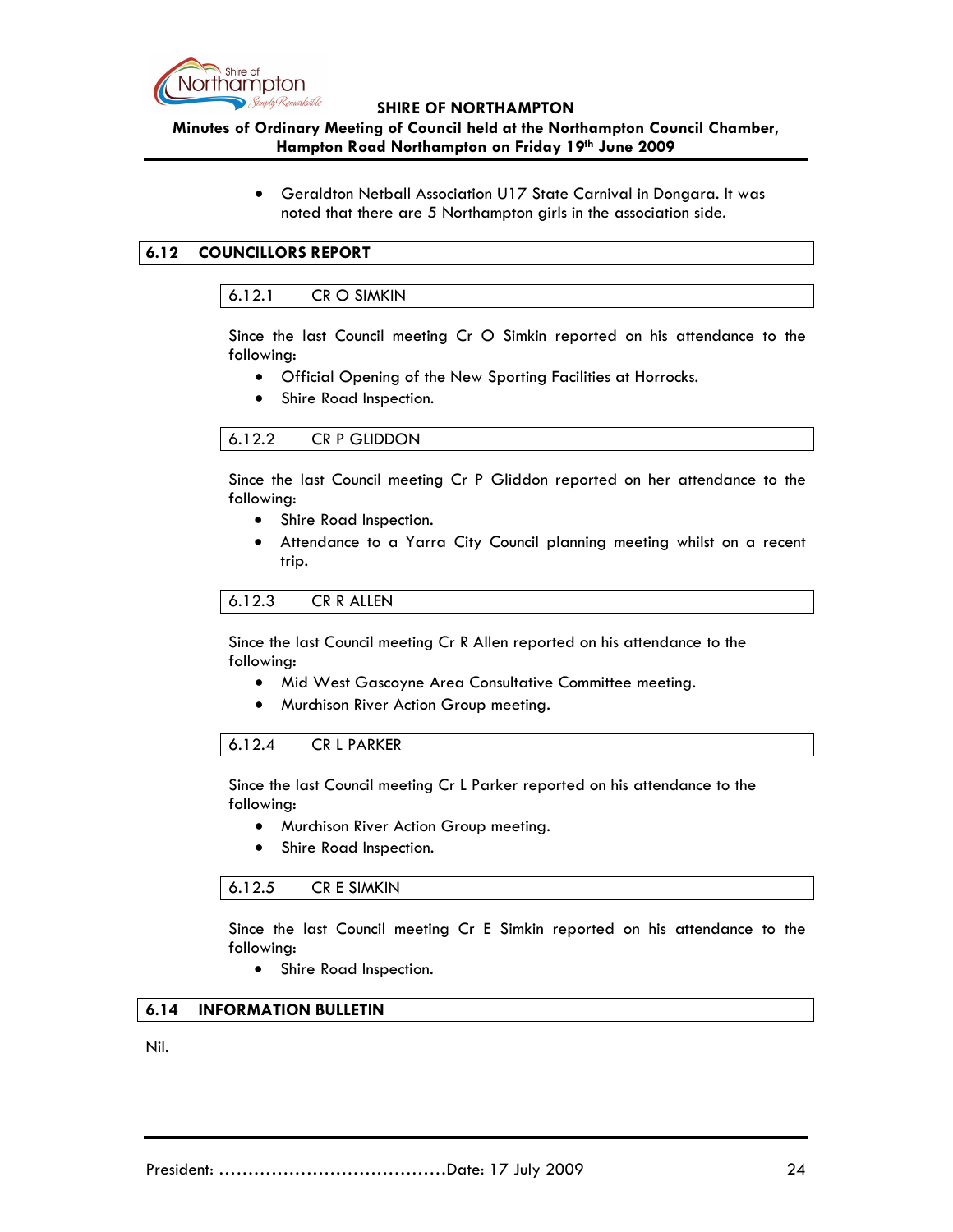- Geraldton Netball Association U17 State Carnival in Dongara. It was noted that there are 5 Northampton girls in the association side.

## 6.12 COUNCILLORS REPORT

### 6.12.1 CR O SIMKIN

Since the last Council meeting Cr O Simkin reported on his attendance to the following:

- Official Opening of the New Sporting Facilities at Horrocks.
- Shire Road Inspection.

### 6.12.2 CR P GLIDDON

Since the last Council meeting Cr P Gliddon reported on her attendance to the following:

- Shire Road Inspection.
- Attendance to a Yarra City Council planning meeting whilst on a recent trip.

### 6.12.3 CR R ALLEN

Since the last Council meeting Cr R Allen reported on his attendance to the following:

- Mid West Gascoyne Area Consultative Committee meeting.
- Murchison River Action Group meeting.

### 6.12.4 CR L PARKER

Since the last Council meeting Cr L Parker reported on his attendance to the following:

- Murchison River Action Group meeting.
- Shire Road Inspection.

### 6.12.5 CR E SIMKIN

Since the last Council meeting Cr E Simkin reported on his attendance to the following:

- Shire Road Inspection.

## 6.14 INFORMATION BULLETIN

Nil.

President: ......................................Date: 17 July 2009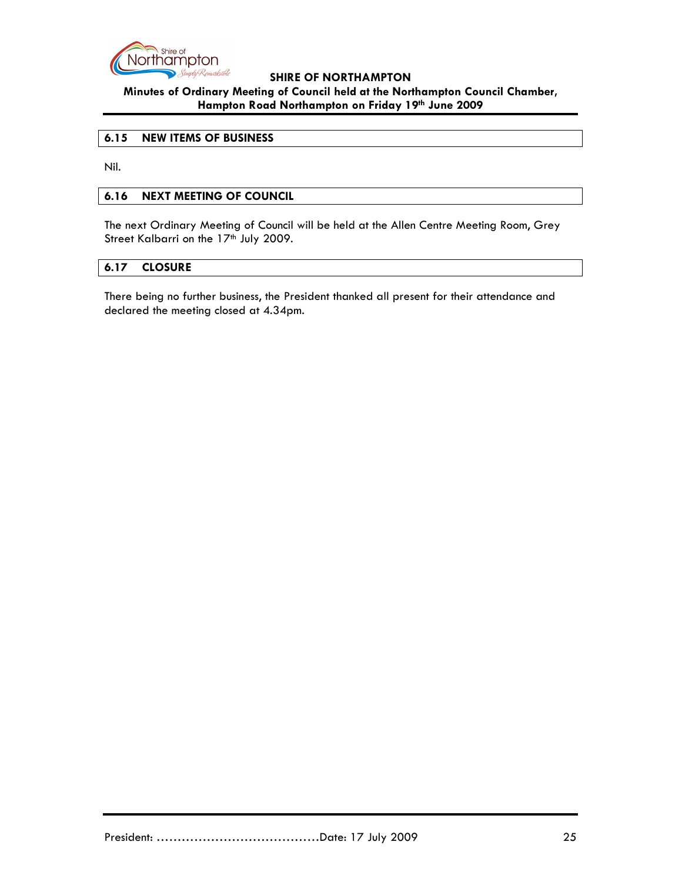## 6.15 NEW ITEMS OF BUSINESS

Nil.

## 6.16 NEXT MEETING OF COUNCIL

The next Ordinary Meeting of Council will be held at the Allen Centre Meeting Room, Grey Street Kalbarri on the 17th July 2009.

## 6.17 CLOSURE

There being no further business, the President thanked all present for their attendance and declared the meeting closed at 4.34pm.

President: ……………………………………Date: 17 July 2009